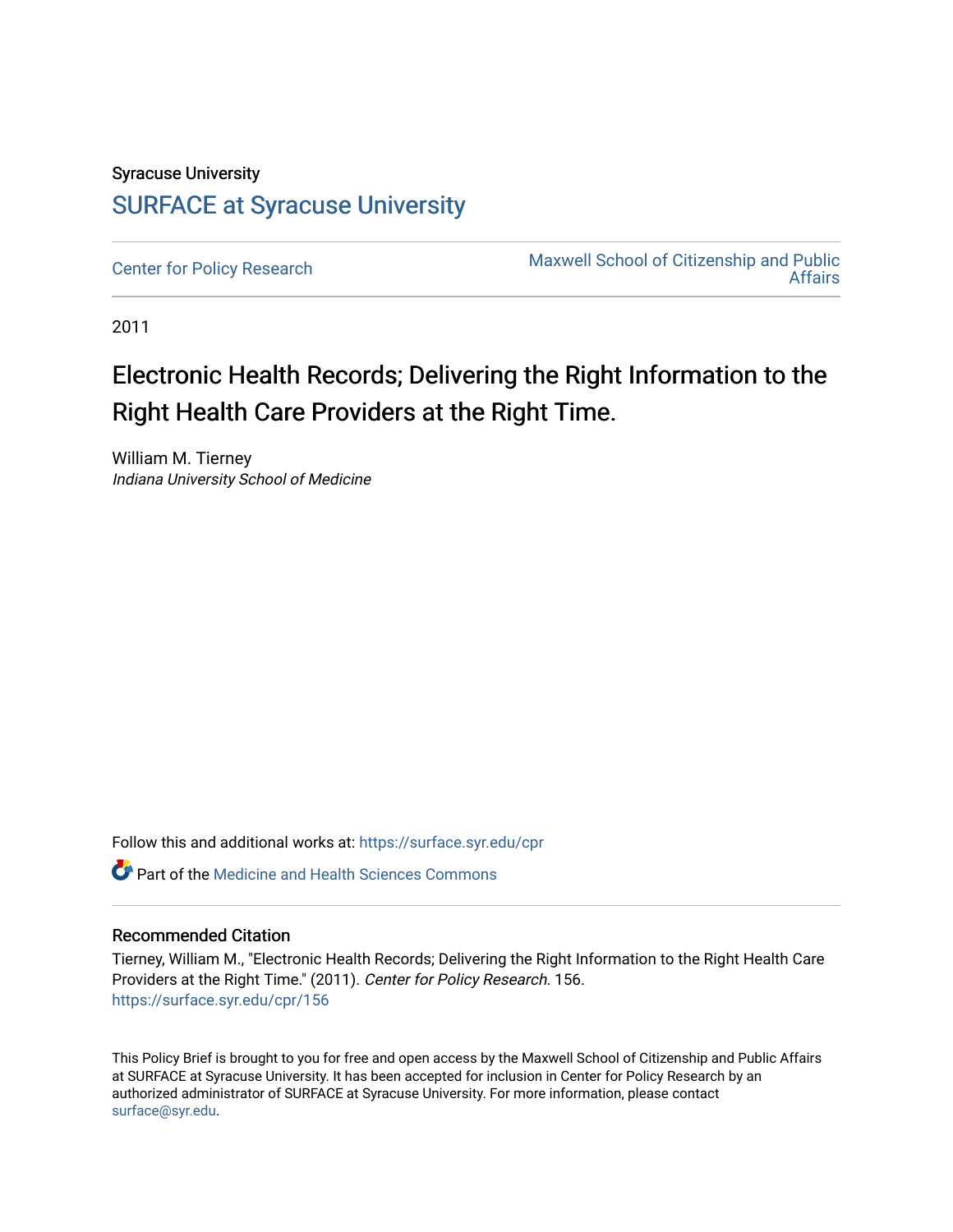Syracuse University

# SURFACE at Syracuse University

Center for Policy Research

Maxwell School of Citizenship and Public Affairs

2011

## Electronic Health Records; Delivering the Right Information to the Right Health Care Providers at the Right Time.

William M. Tierney
*Indiana University School of Medicine*

Follow this and additional works at: https://surface.syr.edu/cpr

Part of the Medicine and Health Sciences Commons

### Recommended Citation

Tierney, William M., "Electronic Health Records; Delivering the Right Information to the Right Health Care Providers at the Right Time." (2011). *Center for Policy Research*. 156.
https://surface.syr.edu/cpr/156

This Policy Brief is brought to you for free and open access by the Maxwell School of Citizenship and Public Affairs at SURFACE at Syracuse University. It has been accepted for inclusion in Center for Policy Research by an authorized administrator of SURFACE at Syracuse University. For more information, please contact surface@syr.edu.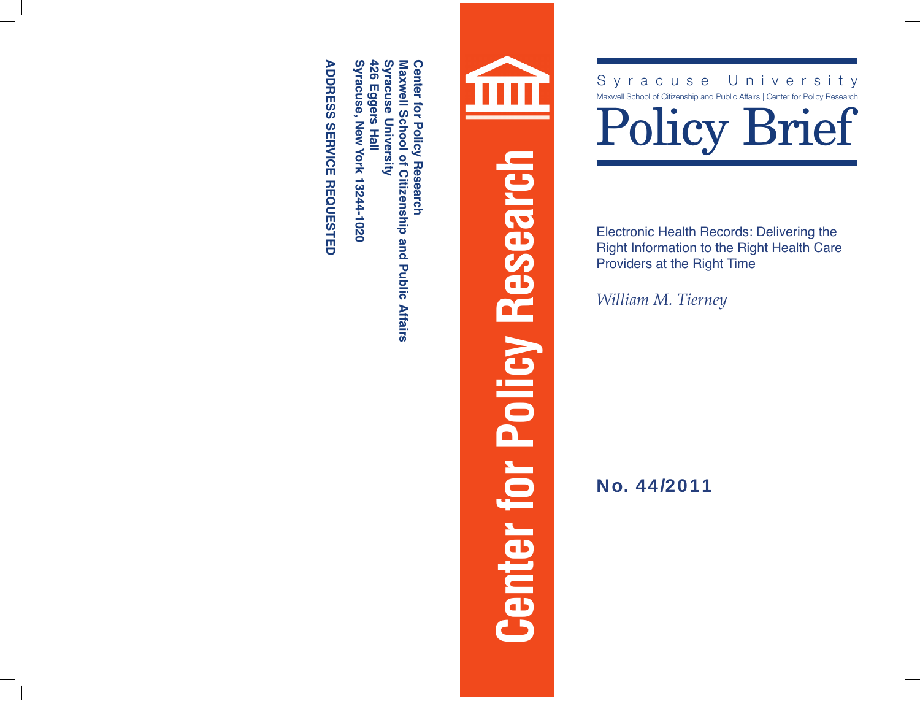Center for Policy Research
Maxwell School of Citizenship and Public Affairs
Syracuse University
426 Eggers Hall
Syracuse, New York 13244-1020

ADDRESS SERVICE REQUESTED

Center for Policy Research

Syracuse University

Maxwell School of Citizenship and Public Affairs | Center for Policy Research

# Policy Brief

Electronic Health Records: Delivering the Right Information to the Right Health Care Providers at the Right Time

*William M. Tierney*

**No. 44/2011**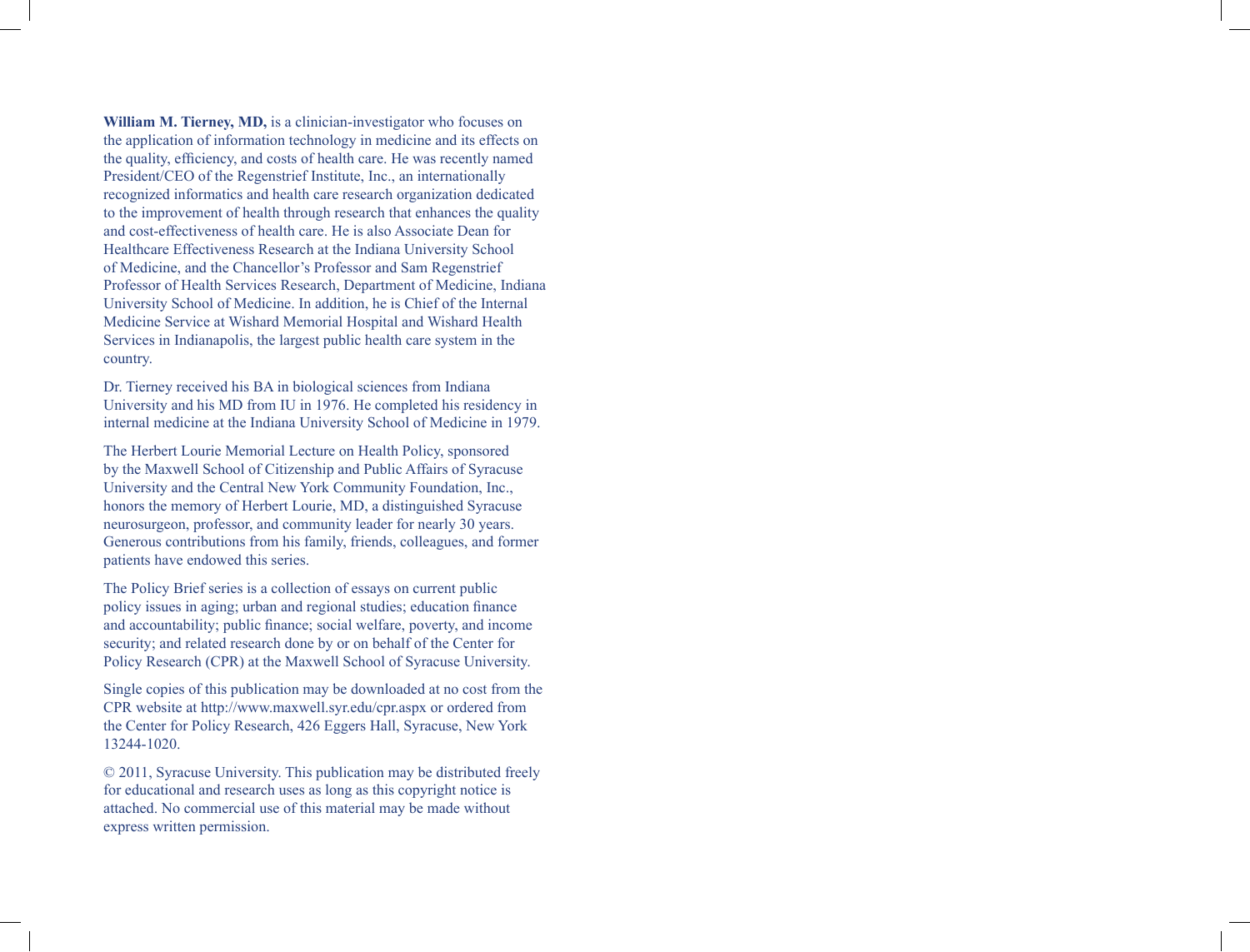**William M. Tierney, MD,** is a clinician-investigator who focuses on the application of information technology in medicine and its effects on the quality, efficiency, and costs of health care. He was recently named President/CEO of the Regenstrief Institute, Inc., an internationally recognized informatics and health care research organization dedicated to the improvement of health through research that enhances the quality and cost-effectiveness of health care. He is also Associate Dean for Healthcare Effectiveness Research at the Indiana University School of Medicine, and the Chancellor's Professor and Sam Regenstrief Professor of Health Services Research, Department of Medicine, Indiana University School of Medicine. In addition, he is Chief of the Internal Medicine Service at Wishard Memorial Hospital and Wishard Health Services in Indianapolis, the largest public health care system in the country.

Dr. Tierney received his BA in biological sciences from Indiana University and his MD from IU in 1976. He completed his residency in internal medicine at the Indiana University School of Medicine in 1979.

The Herbert Lourie Memorial Lecture on Health Policy, sponsored by the Maxwell School of Citizenship and Public Affairs of Syracuse University and the Central New York Community Foundation, Inc., honors the memory of Herbert Lourie, MD, a distinguished Syracuse neurosurgeon, professor, and community leader for nearly 30 years. Generous contributions from his family, friends, colleagues, and former patients have endowed this series.

The Policy Brief series is a collection of essays on current public policy issues in aging; urban and regional studies; education finance and accountability; public finance; social welfare, poverty, and income security; and related research done by or on behalf of the Center for Policy Research (CPR) at the Maxwell School of Syracuse University.

Single copies of this publication may be downloaded at no cost from the CPR website at http://www.maxwell.syr.edu/cpr.aspx or ordered from the Center for Policy Research, 426 Eggers Hall, Syracuse, New York 13244-1020.

© 2011, Syracuse University. This publication may be distributed freely for educational and research uses as long as this copyright notice is attached. No commercial use of this material may be made without express written permission.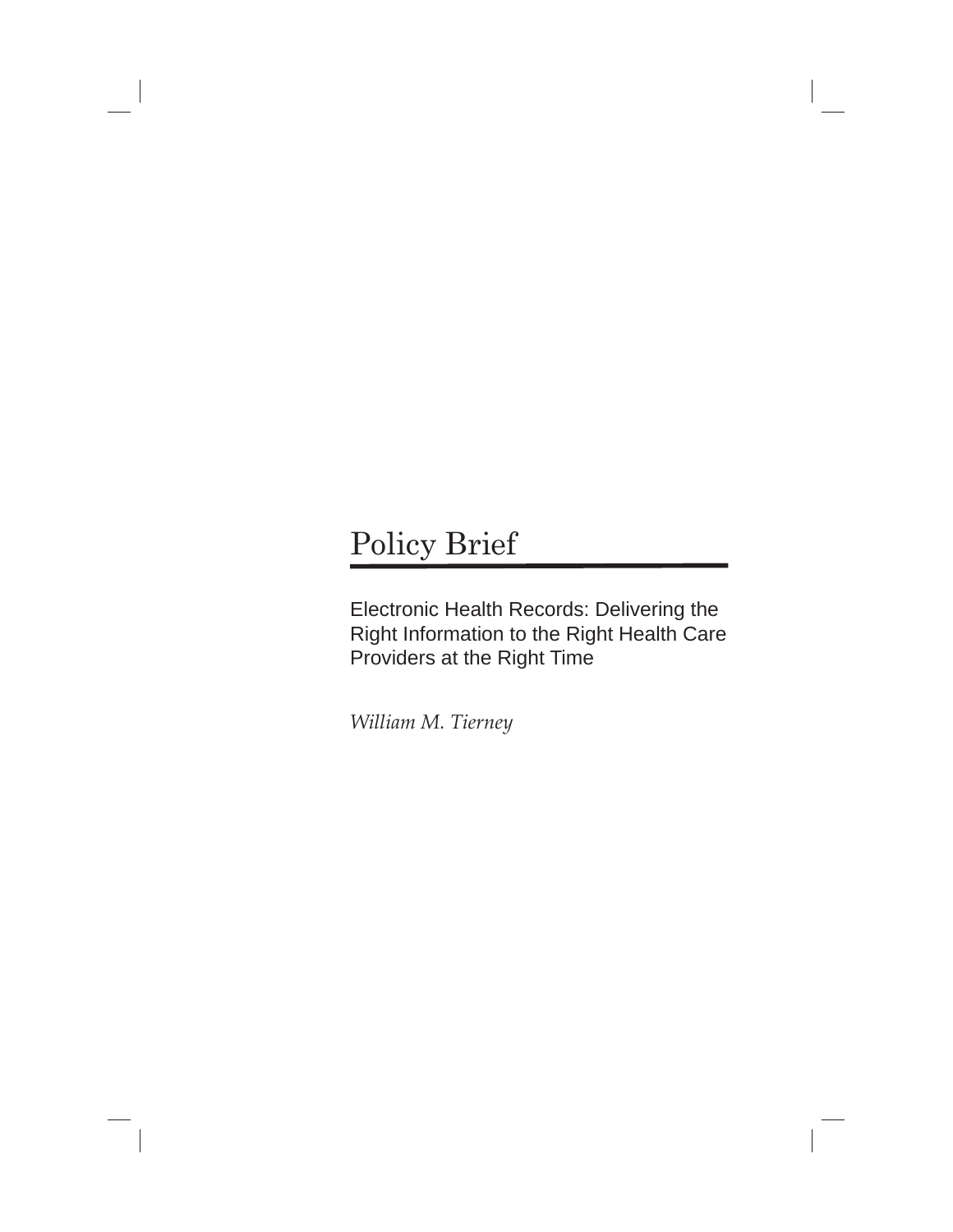# Policy Brief

## Electronic Health Records: Delivering the Right Information to the Right Health Care Providers at the Right Time

*William M. Tierney*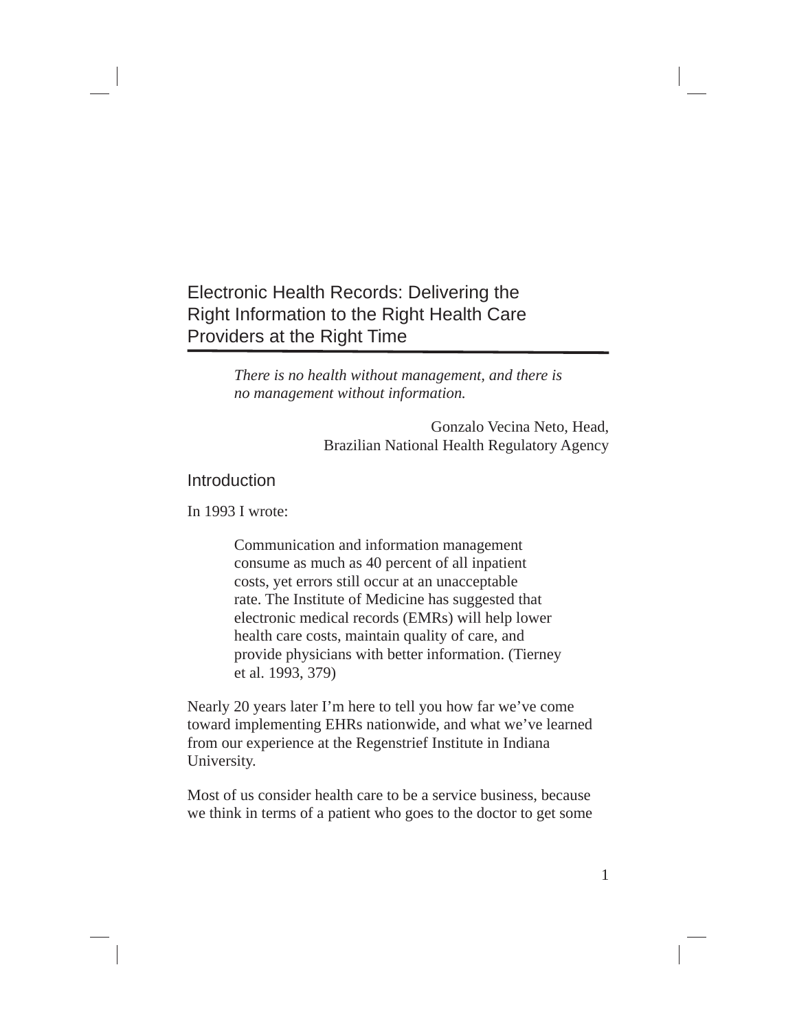# Electronic Health Records: Delivering the Right Information to the Right Health Care Providers at the Right Time

> *There is no health without management, and there is no management without information.*
>
> Gonzalo Vecina Neto, Head,
> Brazilian National Health Regulatory Agency

## Introduction

In 1993 I wrote:

> Communication and information management consume as much as 40 percent of all inpatient costs, yet errors still occur at an unacceptable rate. The Institute of Medicine has suggested that electronic medical records (EMRs) will help lower health care costs, maintain quality of care, and provide physicians with better information. (Tierney et al. 1993, 379)

Nearly 20 years later I'm here to tell you how far we've come toward implementing EHRs nationwide, and what we've learned from our experience at the Regenstrief Institute in Indiana University.

Most of us consider health care to be a service business, because we think in terms of a patient who goes to the doctor to get some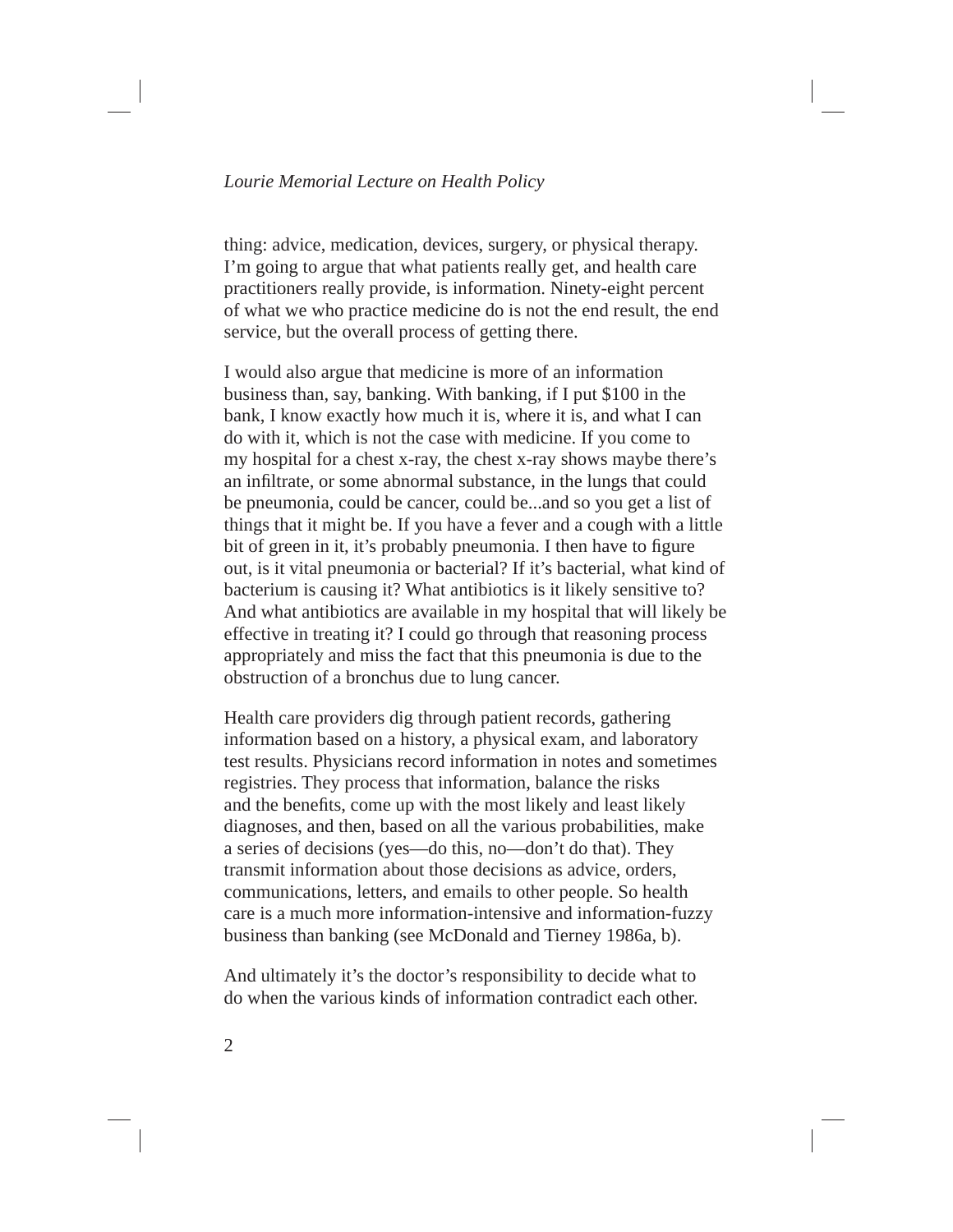thing: advice, medication, devices, surgery, or physical therapy. I'm going to argue that what patients really get, and health care practitioners really provide, is information. Ninety-eight percent of what we who practice medicine do is not the end result, the end service, but the overall process of getting there.

I would also argue that medicine is more of an information business than, say, banking. With banking, if I put $100 in the bank, I know exactly how much it is, where it is, and what I can do with it, which is not the case with medicine. If you come to my hospital for a chest x-ray, the chest x-ray shows maybe there's an infiltrate, or some abnormal substance, in the lungs that could be pneumonia, could be cancer, could be...and so you get a list of things that it might be. If you have a fever and a cough with a little bit of green in it, it's probably pneumonia. I then have to figure out, is it vital pneumonia or bacterial? If it's bacterial, what kind of bacterium is causing it? What antibiotics is it likely sensitive to? And what antibiotics are available in my hospital that will likely be effective in treating it? I could go through that reasoning process appropriately and miss the fact that this pneumonia is due to the obstruction of a bronchus due to lung cancer.

Health care providers dig through patient records, gathering information based on a history, a physical exam, and laboratory test results. Physicians record information in notes and sometimes registries. They process that information, balance the risks and the benefits, come up with the most likely and least likely diagnoses, and then, based on all the various probabilities, make a series of decisions (yes—do this, no—don't do that). They transmit information about those decisions as advice, orders, communications, letters, and emails to other people. So health care is a much more information-intensive and information-fuzzy business than banking (see McDonald and Tierney 1986a, b).

And ultimately it's the doctor's responsibility to decide what to do when the various kinds of information contradict each other.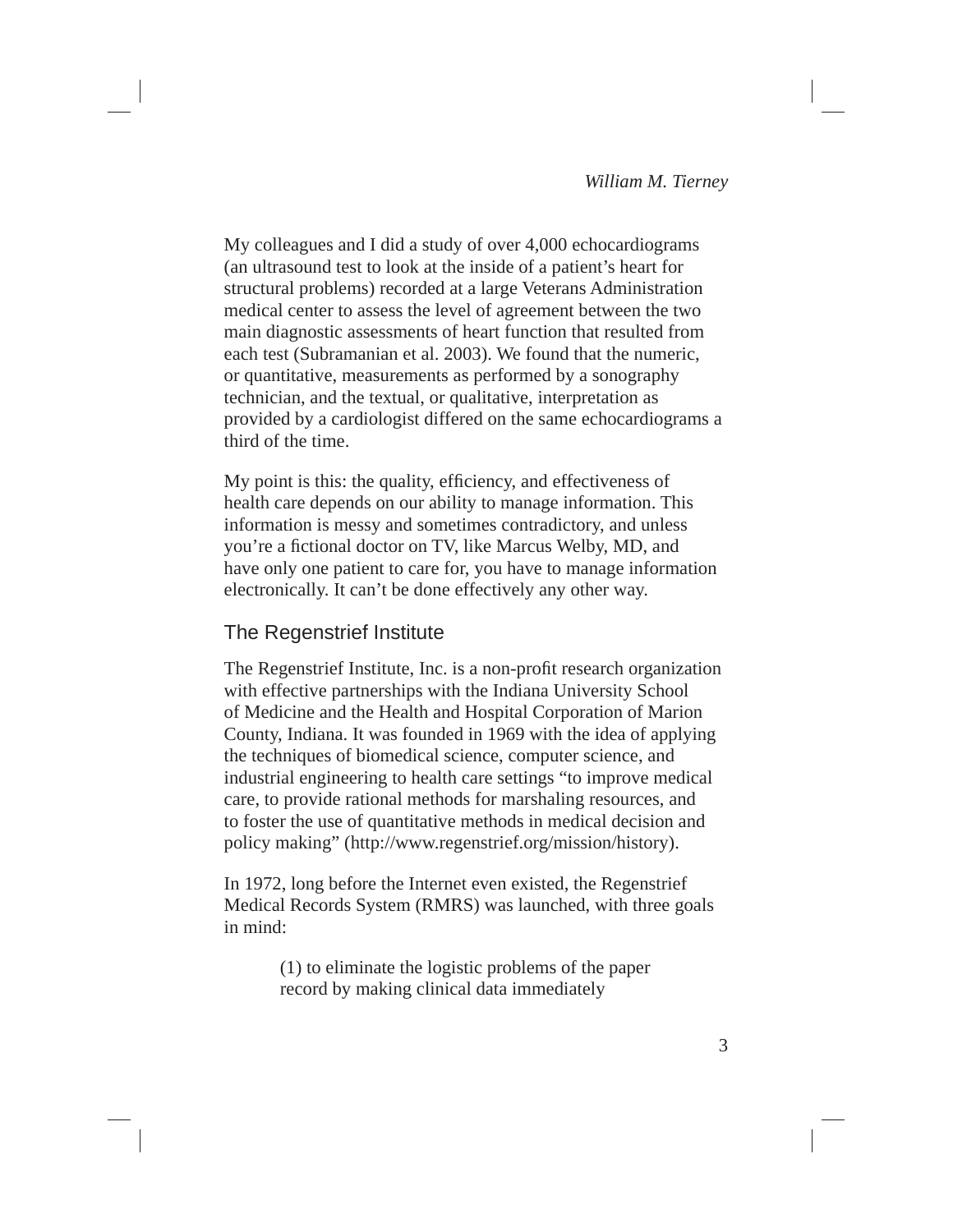My colleagues and I did a study of over 4,000 echocardiograms (an ultrasound test to look at the inside of a patient's heart for structural problems) recorded at a large Veterans Administration medical center to assess the level of agreement between the two main diagnostic assessments of heart function that resulted from each test (Subramanian et al. 2003). We found that the numeric, or quantitative, measurements as performed by a sonography technician, and the textual, or qualitative, interpretation as provided by a cardiologist differed on the same echocardiograms a third of the time.

My point is this: the quality, efficiency, and effectiveness of health care depends on our ability to manage information. This information is messy and sometimes contradictory, and unless you're a fictional doctor on TV, like Marcus Welby, MD, and have only one patient to care for, you have to manage information electronically. It can't be done effectively any other way.

## The Regenstrief Institute

The Regenstrief Institute, Inc. is a non-profit research organization with effective partnerships with the Indiana University School of Medicine and the Health and Hospital Corporation of Marion County, Indiana. It was founded in 1969 with the idea of applying the techniques of biomedical science, computer science, and industrial engineering to health care settings "to improve medical care, to provide rational methods for marshaling resources, and to foster the use of quantitative methods in medical decision and policy making" (http://www.regenstrief.org/mission/history).

In 1972, long before the Internet even existed, the Regenstrief Medical Records System (RMRS) was launched, with three goals in mind:

> (1) to eliminate the logistic problems of the paper record by making clinical data immediately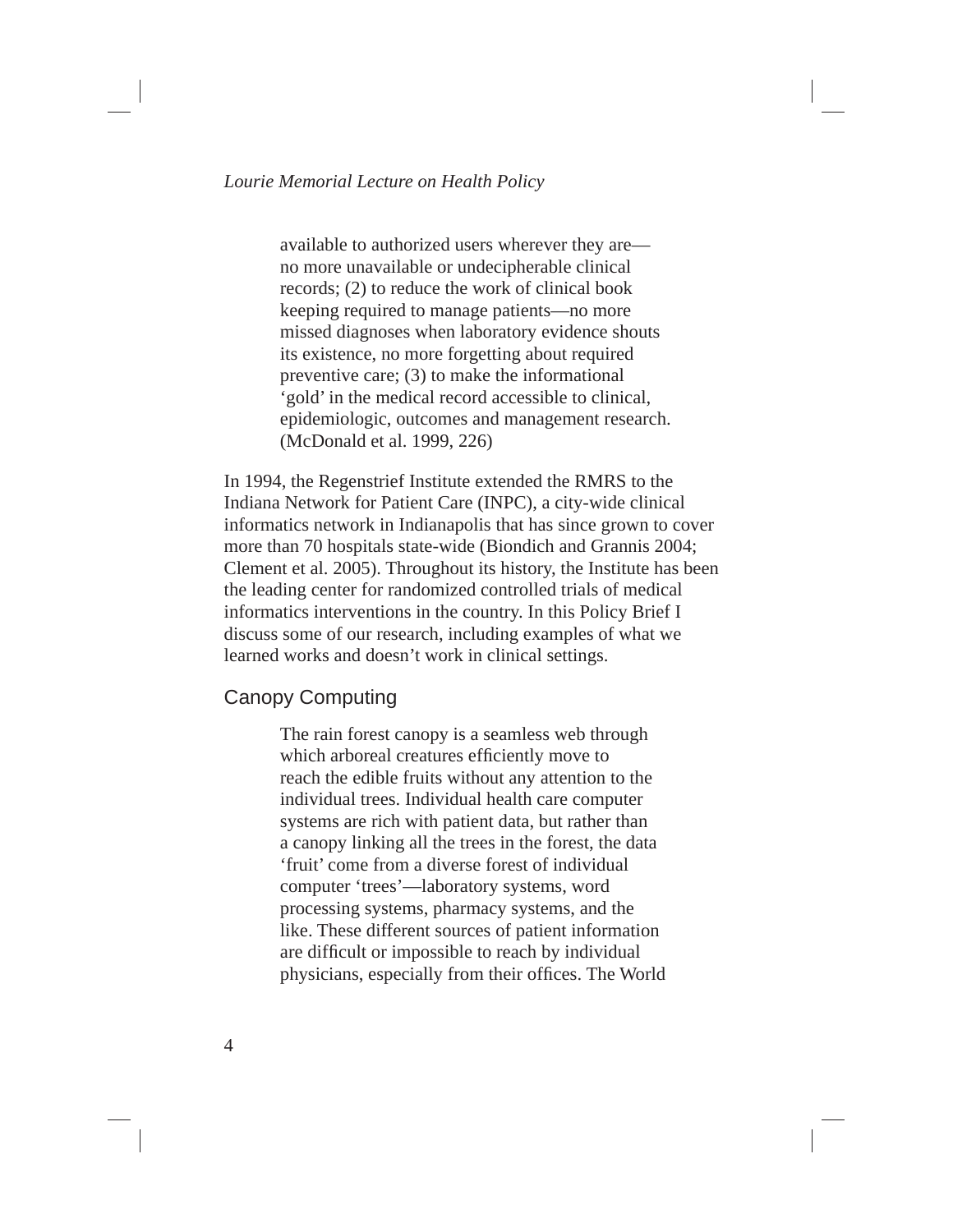> available to authorized users wherever they are—no more unavailable or undecipherable clinical records; (2) to reduce the work of clinical book keeping required to manage patients—no more missed diagnoses when laboratory evidence shouts its existence, no more forgetting about required preventive care; (3) to make the informational 'gold' in the medical record accessible to clinical, epidemiologic, outcomes and management research. (McDonald et al. 1999, 226)

In 1994, the Regenstrief Institute extended the RMRS to the Indiana Network for Patient Care (INPC), a city-wide clinical informatics network in Indianapolis that has since grown to cover more than 70 hospitals state-wide (Biondich and Grannis 2004; Clement et al. 2005). Throughout its history, the Institute has been the leading center for randomized controlled trials of medical informatics interventions in the country. In this Policy Brief I discuss some of our research, including examples of what we learned works and doesn't work in clinical settings.

## Canopy Computing

> The rain forest canopy is a seamless web through which arboreal creatures efficiently move to reach the edible fruits without any attention to the individual trees. Individual health care computer systems are rich with patient data, but rather than a canopy linking all the trees in the forest, the data 'fruit' come from a diverse forest of individual computer 'trees'—laboratory systems, word processing systems, pharmacy systems, and the like. These different sources of patient information are difficult or impossible to reach by individual physicians, especially from their offices. The World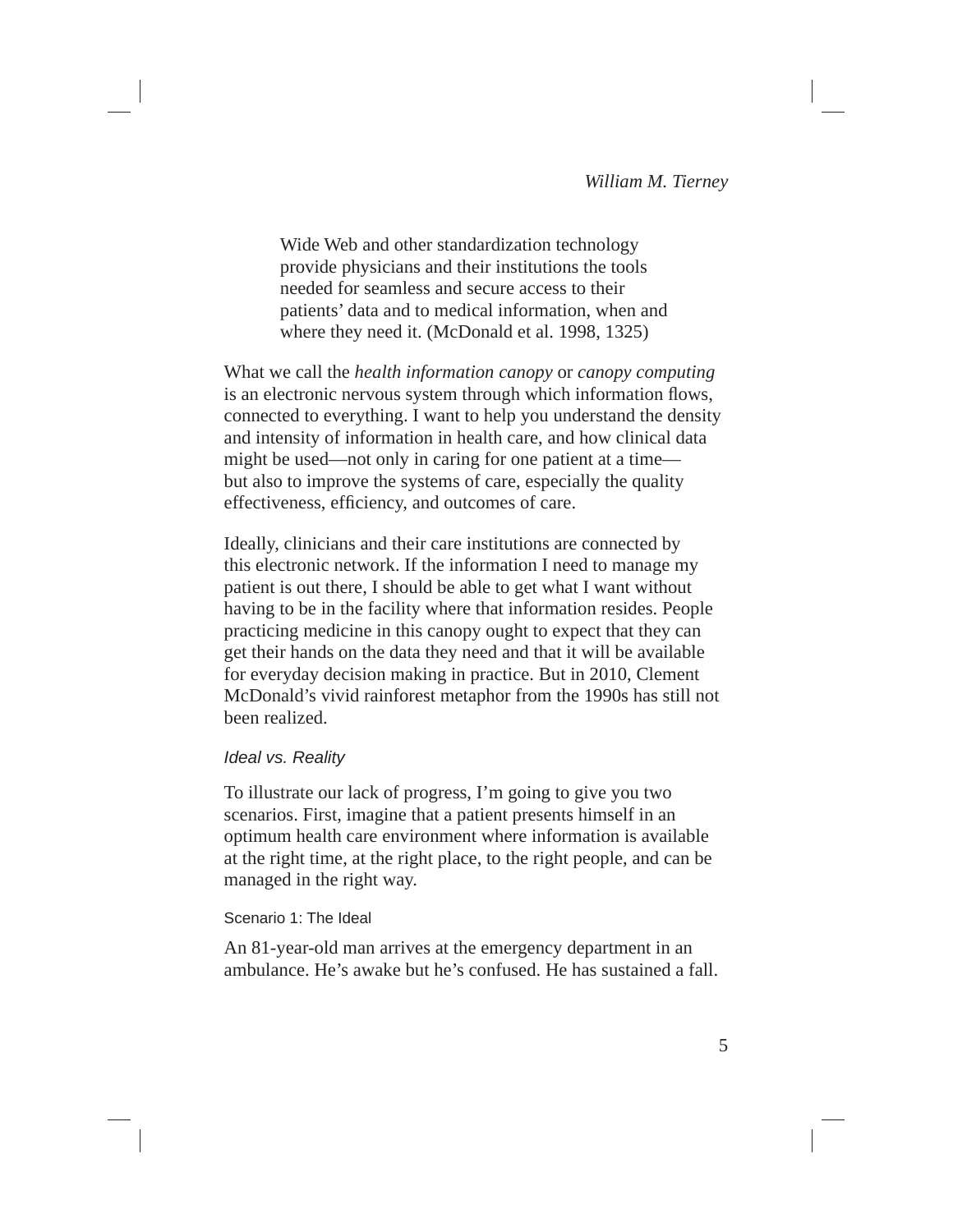> Wide Web and other standardization technology provide physicians and their institutions the tools needed for seamless and secure access to their patients' data and to medical information, when and where they need it. (McDonald et al. 1998, 1325)

What we call the *health information canopy* or *canopy computing* is an electronic nervous system through which information flows, connected to everything. I want to help you understand the density and intensity of information in health care, and how clinical data might be used—not only in caring for one patient at a time—but also to improve the systems of care, especially the quality effectiveness, efficiency, and outcomes of care.

Ideally, clinicians and their care institutions are connected by this electronic network. If the information I need to manage my patient is out there, I should be able to get what I want without having to be in the facility where that information resides. People practicing medicine in this canopy ought to expect that they can get their hands on the data they need and that it will be available for everyday decision making in practice. But in 2010, Clement McDonald's vivid rainforest metaphor from the 1990s has still not been realized.

### *Ideal vs. Reality*

To illustrate our lack of progress, I'm going to give you two scenarios. First, imagine that a patient presents himself in an optimum health care environment where information is available at the right time, at the right place, to the right people, and can be managed in the right way.

#### Scenario 1: The Ideal

An 81-year-old man arrives at the emergency department in an ambulance. He's awake but he's confused. He has sustained a fall.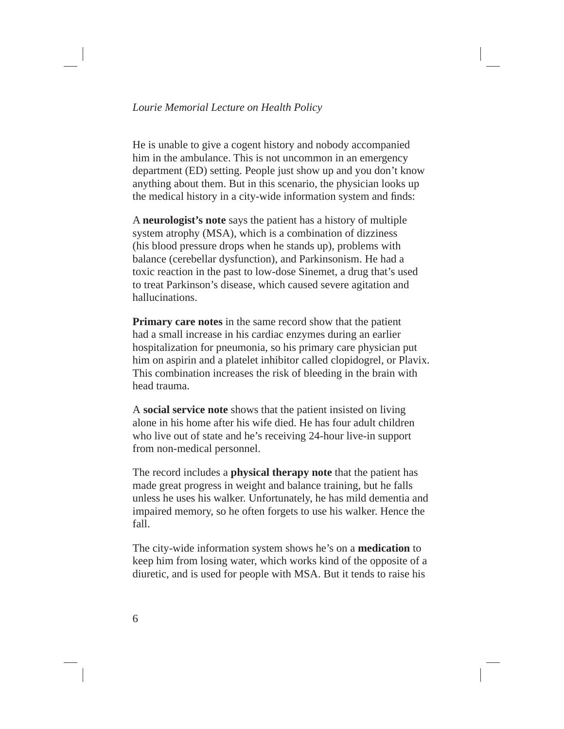He is unable to give a cogent history and nobody accompanied him in the ambulance. This is not uncommon in an emergency department (ED) setting. People just show up and you don't know anything about them. But in this scenario, the physician looks up the medical history in a city-wide information system and finds:

A **neurologist's note** says the patient has a history of multiple system atrophy (MSA), which is a combination of dizziness (his blood pressure drops when he stands up), problems with balance (cerebellar dysfunction), and Parkinsonism. He had a toxic reaction in the past to low-dose Sinemet, a drug that's used to treat Parkinson's disease, which caused severe agitation and hallucinations.

**Primary care notes** in the same record show that the patient had a small increase in his cardiac enzymes during an earlier hospitalization for pneumonia, so his primary care physician put him on aspirin and a platelet inhibitor called clopidogrel, or Plavix. This combination increases the risk of bleeding in the brain with head trauma.

A **social service note** shows that the patient insisted on living alone in his home after his wife died. He has four adult children who live out of state and he's receiving 24-hour live-in support from non-medical personnel.

The record includes a **physical therapy note** that the patient has made great progress in weight and balance training, but he falls unless he uses his walker. Unfortunately, he has mild dementia and impaired memory, so he often forgets to use his walker. Hence the fall.

The city-wide information system shows he's on a **medication** to keep him from losing water, which works kind of the opposite of a diuretic, and is used for people with MSA. But it tends to raise his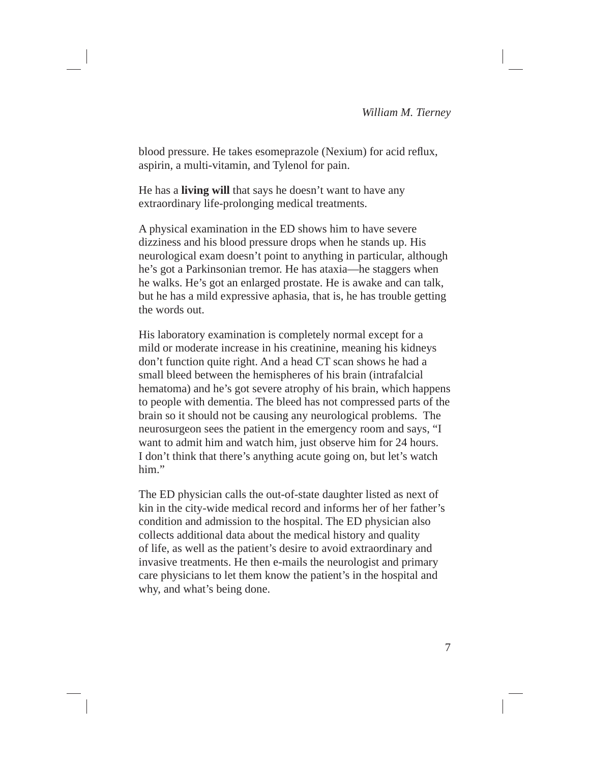blood pressure. He takes esomeprazole (Nexium) for acid reflux, aspirin, a multi-vitamin, and Tylenol for pain.

He has a **living will** that says he doesn't want to have any extraordinary life-prolonging medical treatments.

A physical examination in the ED shows him to have severe dizziness and his blood pressure drops when he stands up. His neurological exam doesn't point to anything in particular, although he's got a Parkinsonian tremor. He has ataxia—he staggers when he walks. He's got an enlarged prostate. He is awake and can talk, but he has a mild expressive aphasia, that is, he has trouble getting the words out.

His laboratory examination is completely normal except for a mild or moderate increase in his creatinine, meaning his kidneys don't function quite right. And a head CT scan shows he had a small bleed between the hemispheres of his brain (intrafalcial hematoma) and he's got severe atrophy of his brain, which happens to people with dementia. The bleed has not compressed parts of the brain so it should not be causing any neurological problems. The neurosurgeon sees the patient in the emergency room and says, "I want to admit him and watch him, just observe him for 24 hours. I don't think that there's anything acute going on, but let's watch him."

The ED physician calls the out-of-state daughter listed as next of kin in the city-wide medical record and informs her of her father's condition and admission to the hospital. The ED physician also collects additional data about the medical history and quality of life, as well as the patient's desire to avoid extraordinary and invasive treatments. He then e-mails the neurologist and primary care physicians to let them know the patient's in the hospital and why, and what's being done.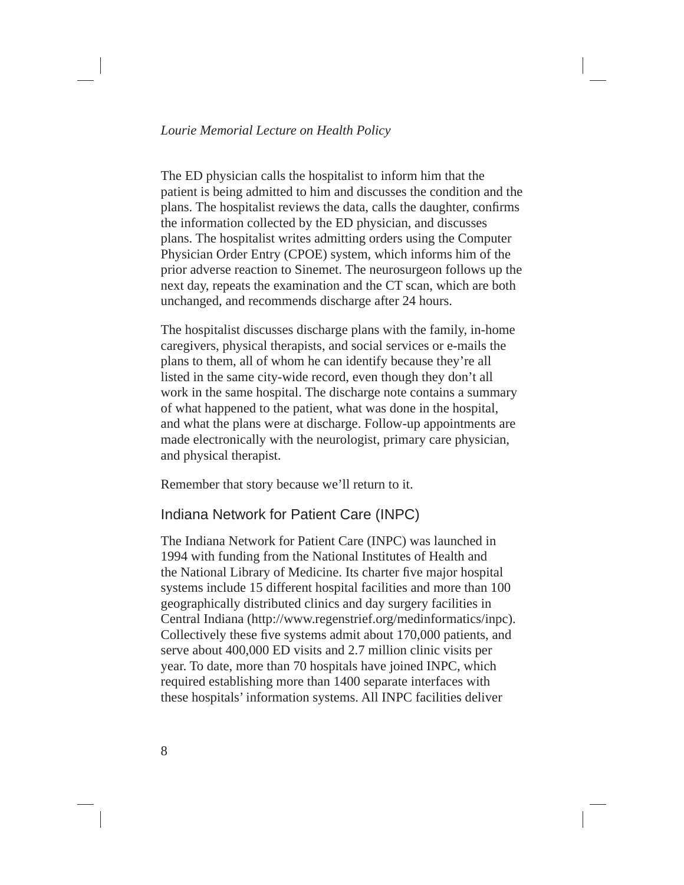The ED physician calls the hospitalist to inform him that the patient is being admitted to him and discusses the condition and the plans. The hospitalist reviews the data, calls the daughter, confirms the information collected by the ED physician, and discusses plans. The hospitalist writes admitting orders using the Computer Physician Order Entry (CPOE) system, which informs him of the prior adverse reaction to Sinemet. The neurosurgeon follows up the next day, repeats the examination and the CT scan, which are both unchanged, and recommends discharge after 24 hours.

The hospitalist discusses discharge plans with the family, in-home caregivers, physical therapists, and social services or e-mails the plans to them, all of whom he can identify because they're all listed in the same city-wide record, even though they don't all work in the same hospital. The discharge note contains a summary of what happened to the patient, what was done in the hospital, and what the plans were at discharge. Follow-up appointments are made electronically with the neurologist, primary care physician, and physical therapist.

Remember that story because we'll return to it.

## Indiana Network for Patient Care (INPC)

The Indiana Network for Patient Care (INPC) was launched in 1994 with funding from the National Institutes of Health and the National Library of Medicine. Its charter five major hospital systems include 15 different hospital facilities and more than 100 geographically distributed clinics and day surgery facilities in Central Indiana (http://www.regenstrief.org/medinformatics/inpc). Collectively these five systems admit about 170,000 patients, and serve about 400,000 ED visits and 2.7 million clinic visits per year. To date, more than 70 hospitals have joined INPC, which required establishing more than 1400 separate interfaces with these hospitals' information systems. All INPC facilities deliver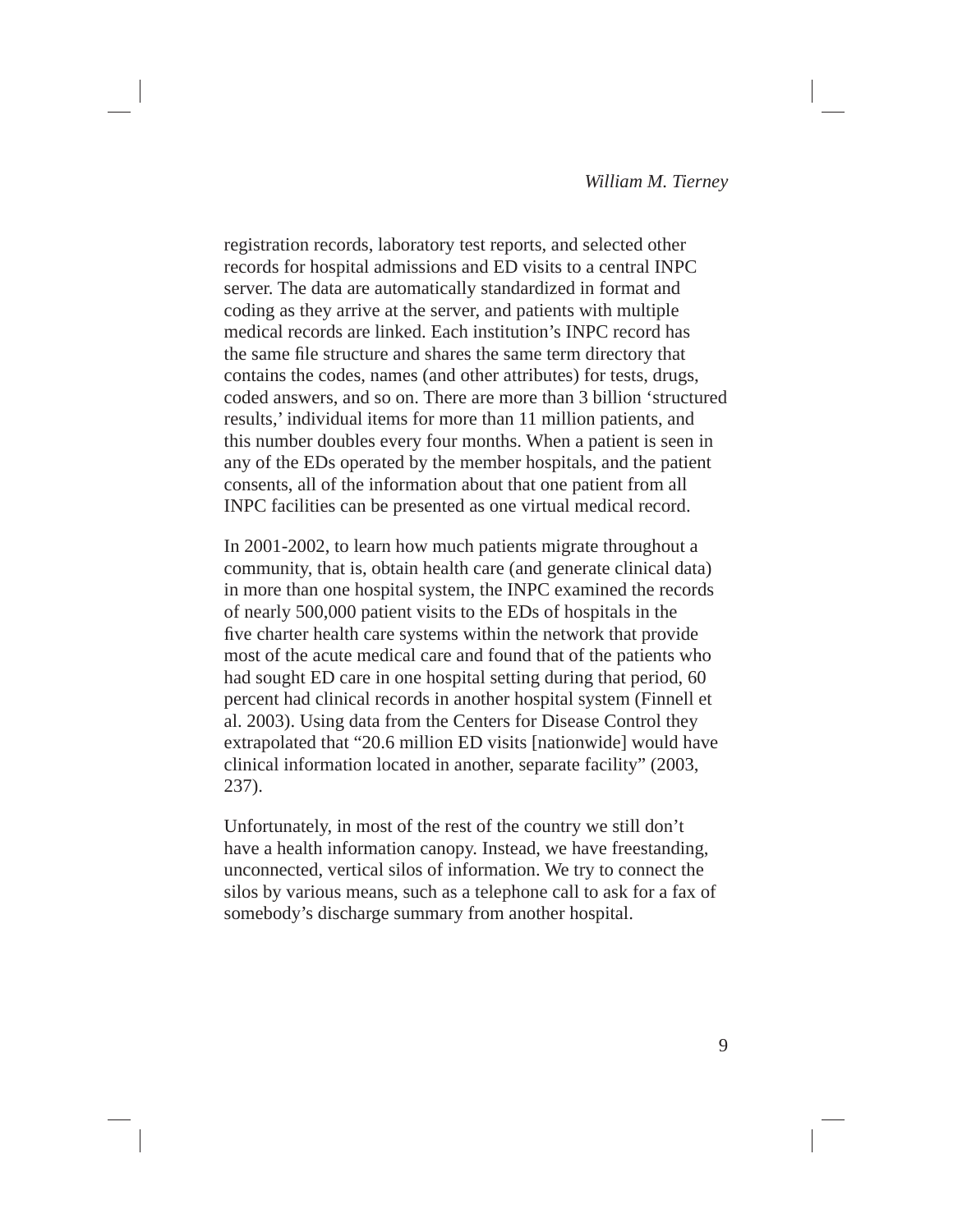registration records, laboratory test reports, and selected other records for hospital admissions and ED visits to a central INPC server. The data are automatically standardized in format and coding as they arrive at the server, and patients with multiple medical records are linked. Each institution's INPC record has the same file structure and shares the same term directory that contains the codes, names (and other attributes) for tests, drugs, coded answers, and so on. There are more than 3 billion 'structured results,' individual items for more than 11 million patients, and this number doubles every four months. When a patient is seen in any of the EDs operated by the member hospitals, and the patient consents, all of the information about that one patient from all INPC facilities can be presented as one virtual medical record.

In 2001-2002, to learn how much patients migrate throughout a community, that is, obtain health care (and generate clinical data) in more than one hospital system, the INPC examined the records of nearly 500,000 patient visits to the EDs of hospitals in the five charter health care systems within the network that provide most of the acute medical care and found that of the patients who had sought ED care in one hospital setting during that period, 60 percent had clinical records in another hospital system (Finnell et al. 2003). Using data from the Centers for Disease Control they extrapolated that "20.6 million ED visits [nationwide] would have clinical information located in another, separate facility" (2003, 237).

Unfortunately, in most of the rest of the country we still don't have a health information canopy. Instead, we have freestanding, unconnected, vertical silos of information. We try to connect the silos by various means, such as a telephone call to ask for a fax of somebody's discharge summary from another hospital.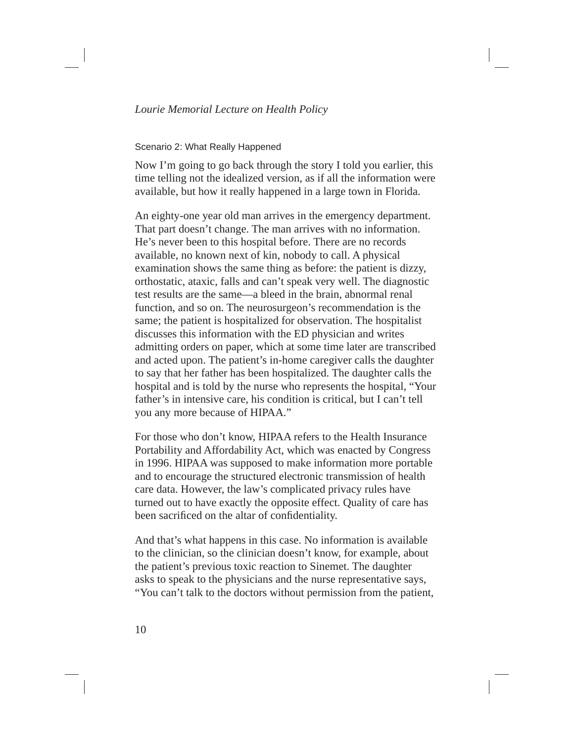### Scenario 2: What Really Happened

Now I'm going to go back through the story I told you earlier, this time telling not the idealized version, as if all the information were available, but how it really happened in a large town in Florida.

An eighty-one year old man arrives in the emergency department. That part doesn't change. The man arrives with no information. He's never been to this hospital before. There are no records available, no known next of kin, nobody to call. A physical examination shows the same thing as before: the patient is dizzy, orthostatic, ataxic, falls and can't speak very well. The diagnostic test results are the same—a bleed in the brain, abnormal renal function, and so on. The neurosurgeon's recommendation is the same; the patient is hospitalized for observation. The hospitalist discusses this information with the ED physician and writes admitting orders on paper, which at some time later are transcribed and acted upon. The patient's in-home caregiver calls the daughter to say that her father has been hospitalized. The daughter calls the hospital and is told by the nurse who represents the hospital, "Your father's in intensive care, his condition is critical, but I can't tell you any more because of HIPAA."

For those who don't know, HIPAA refers to the Health Insurance Portability and Affordability Act, which was enacted by Congress in 1996. HIPAA was supposed to make information more portable and to encourage the structured electronic transmission of health care data. However, the law's complicated privacy rules have turned out to have exactly the opposite effect. Quality of care has been sacrificed on the altar of confidentiality.

And that's what happens in this case. No information is available to the clinician, so the clinician doesn't know, for example, about the patient's previous toxic reaction to Sinemet. The daughter asks to speak to the physicians and the nurse representative says, "You can't talk to the doctors without permission from the patient,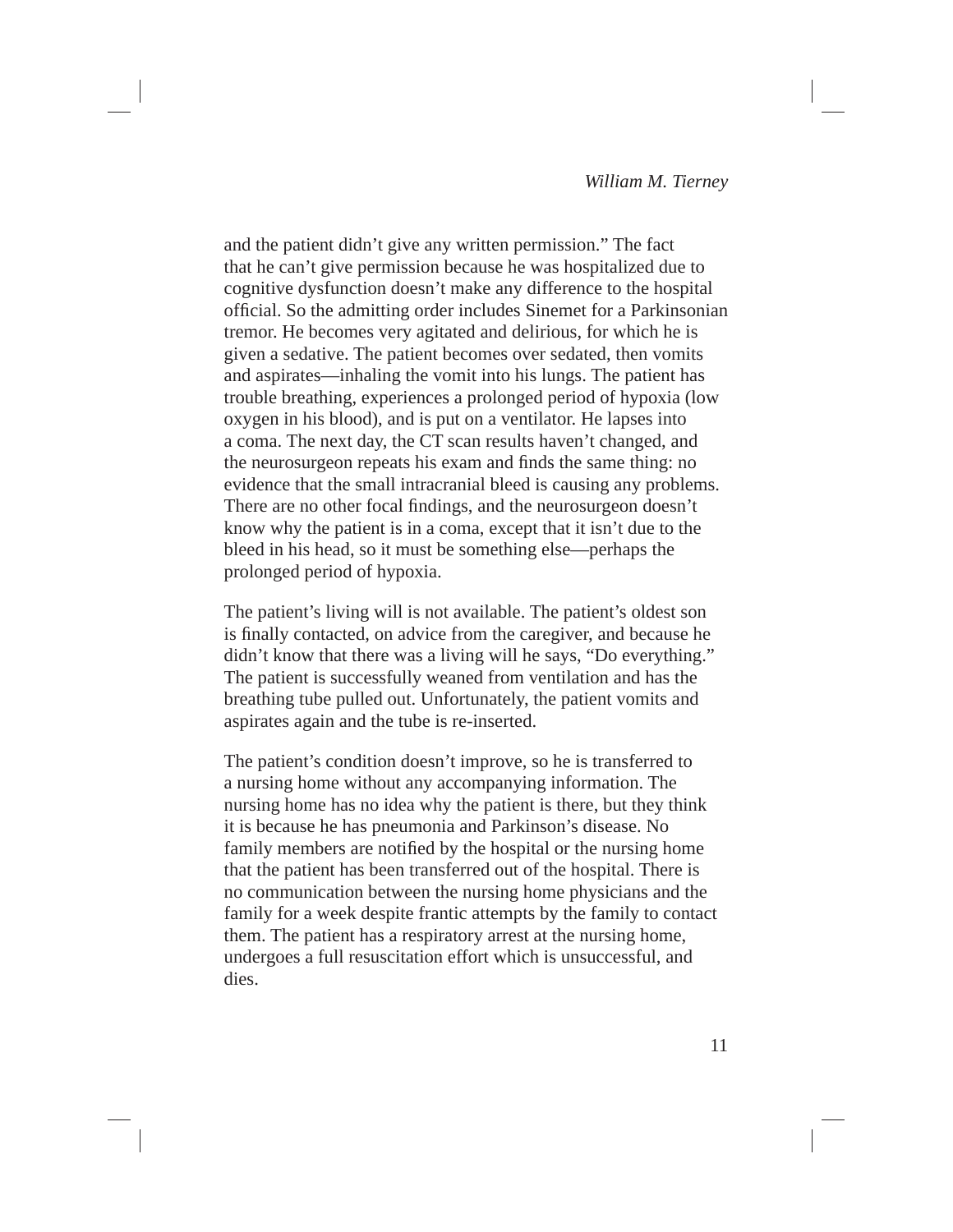and the patient didn't give any written permission." The fact that he can't give permission because he was hospitalized due to cognitive dysfunction doesn't make any difference to the hospital official. So the admitting order includes Sinemet for a Parkinsonian tremor. He becomes very agitated and delirious, for which he is given a sedative. The patient becomes over sedated, then vomits and aspirates—inhaling the vomit into his lungs. The patient has trouble breathing, experiences a prolonged period of hypoxia (low oxygen in his blood), and is put on a ventilator. He lapses into a coma. The next day, the CT scan results haven't changed, and the neurosurgeon repeats his exam and finds the same thing: no evidence that the small intracranial bleed is causing any problems. There are no other focal findings, and the neurosurgeon doesn't know why the patient is in a coma, except that it isn't due to the bleed in his head, so it must be something else—perhaps the prolonged period of hypoxia.

The patient's living will is not available. The patient's oldest son is finally contacted, on advice from the caregiver, and because he didn't know that there was a living will he says, "Do everything." The patient is successfully weaned from ventilation and has the breathing tube pulled out. Unfortunately, the patient vomits and aspirates again and the tube is re-inserted.

The patient's condition doesn't improve, so he is transferred to a nursing home without any accompanying information. The nursing home has no idea why the patient is there, but they think it is because he has pneumonia and Parkinson's disease. No family members are notified by the hospital or the nursing home that the patient has been transferred out of the hospital. There is no communication between the nursing home physicians and the family for a week despite frantic attempts by the family to contact them. The patient has a respiratory arrest at the nursing home, undergoes a full resuscitation effort which is unsuccessful, and dies.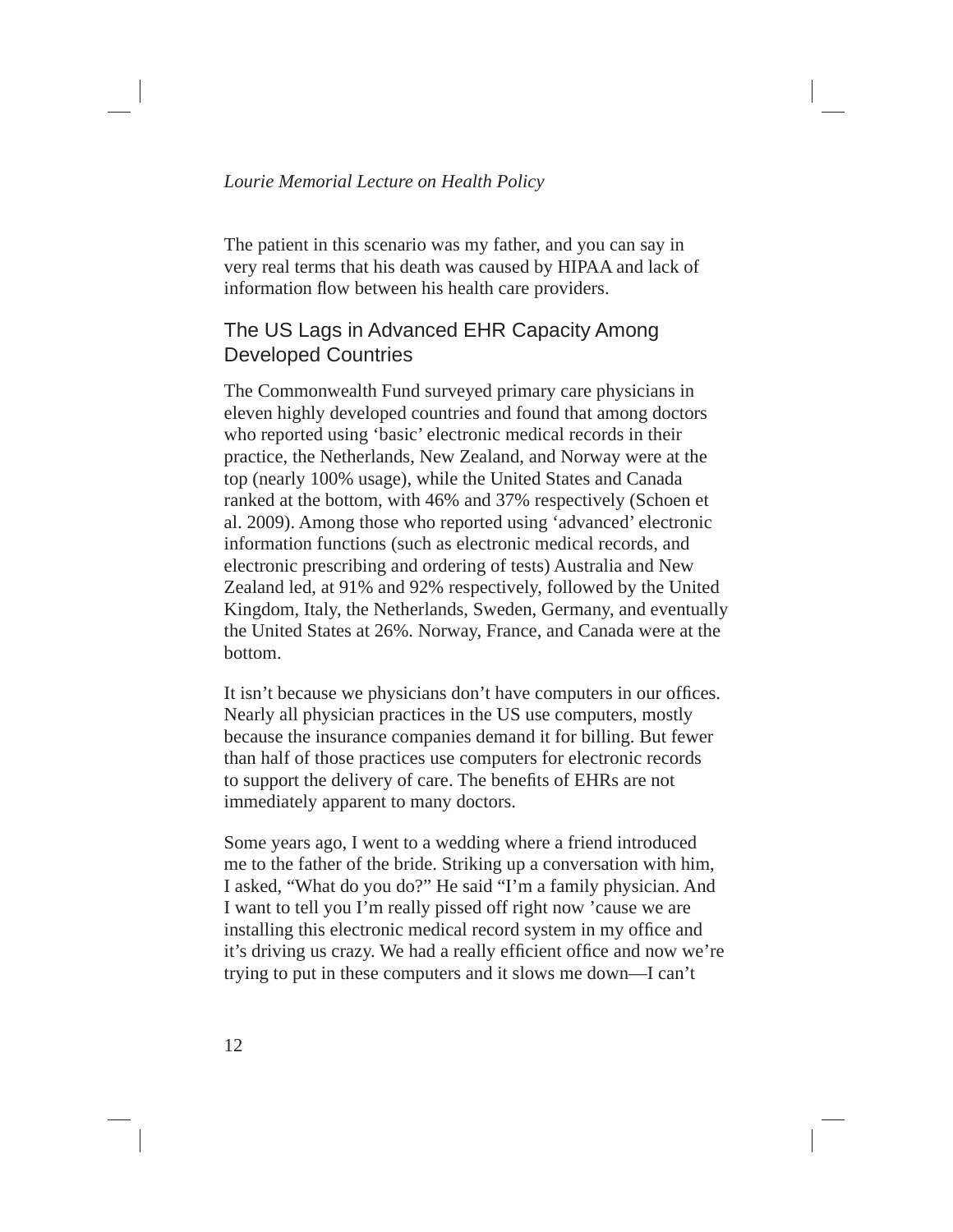The patient in this scenario was my father, and you can say in very real terms that his death was caused by HIPAA and lack of information flow between his health care providers.

## The US Lags in Advanced EHR Capacity Among Developed Countries

The Commonwealth Fund surveyed primary care physicians in eleven highly developed countries and found that among doctors who reported using 'basic' electronic medical records in their practice, the Netherlands, New Zealand, and Norway were at the top (nearly 100% usage), while the United States and Canada ranked at the bottom, with 46% and 37% respectively (Schoen et al. 2009). Among those who reported using 'advanced' electronic information functions (such as electronic medical records, and electronic prescribing and ordering of tests) Australia and New Zealand led, at 91% and 92% respectively, followed by the United Kingdom, Italy, the Netherlands, Sweden, Germany, and eventually the United States at 26%. Norway, France, and Canada were at the bottom.

It isn't because we physicians don't have computers in our offices. Nearly all physician practices in the US use computers, mostly because the insurance companies demand it for billing. But fewer than half of those practices use computers for electronic records to support the delivery of care. The benefits of EHRs are not immediately apparent to many doctors.

Some years ago, I went to a wedding where a friend introduced me to the father of the bride. Striking up a conversation with him, I asked, "What do you do?" He said "I'm a family physician. And I want to tell you I'm really pissed off right now 'cause we are installing this electronic medical record system in my office and it's driving us crazy. We had a really efficient office and now we're trying to put in these computers and it slows me down—I can't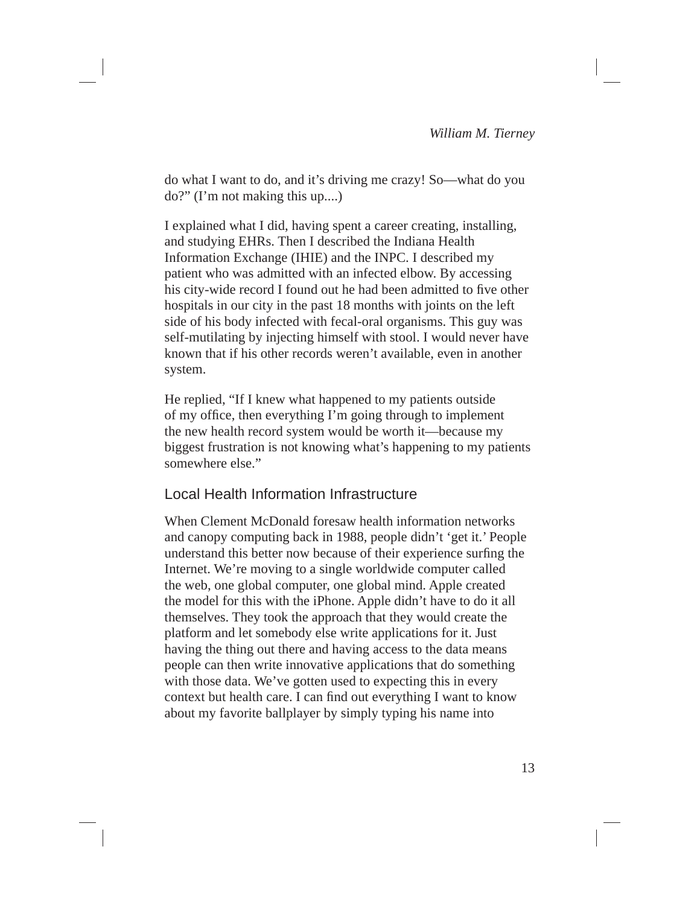do what I want to do, and it's driving me crazy! So—what do you do?" (I'm not making this up....)

I explained what I did, having spent a career creating, installing, and studying EHRs. Then I described the Indiana Health Information Exchange (IHIE) and the INPC. I described my patient who was admitted with an infected elbow. By accessing his city-wide record I found out he had been admitted to five other hospitals in our city in the past 18 months with joints on the left side of his body infected with fecal-oral organisms. This guy was self-mutilating by injecting himself with stool. I would never have known that if his other records weren't available, even in another system.

He replied, "If I knew what happened to my patients outside of my office, then everything I'm going through to implement the new health record system would be worth it—because my biggest frustration is not knowing what's happening to my patients somewhere else."

## Local Health Information Infrastructure

When Clement McDonald foresaw health information networks and canopy computing back in 1988, people didn't 'get it.' People understand this better now because of their experience surfing the Internet. We're moving to a single worldwide computer called the web, one global computer, one global mind. Apple created the model for this with the iPhone. Apple didn't have to do it all themselves. They took the approach that they would create the platform and let somebody else write applications for it. Just having the thing out there and having access to the data means people can then write innovative applications that do something with those data. We've gotten used to expecting this in every context but health care. I can find out everything I want to know about my favorite ballplayer by simply typing his name into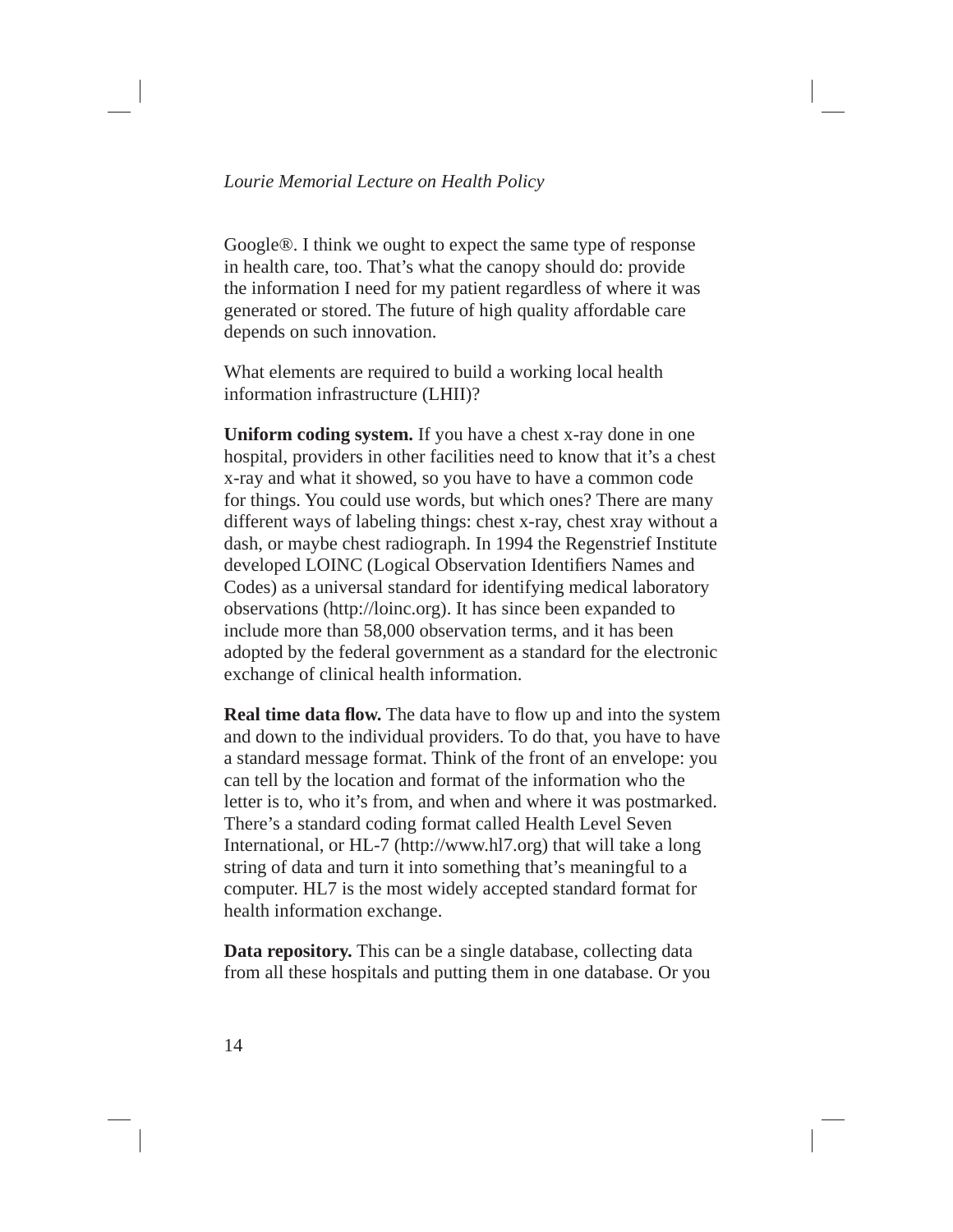Google®. I think we ought to expect the same type of response in health care, too. That's what the canopy should do: provide the information I need for my patient regardless of where it was generated or stored. The future of high quality affordable care depends on such innovation.

What elements are required to build a working local health information infrastructure (LHII)?

**Uniform coding system.** If you have a chest x-ray done in one hospital, providers in other facilities need to know that it's a chest x-ray and what it showed, so you have to have a common code for things. You could use words, but which ones? There are many different ways of labeling things: chest x-ray, chest xray without a dash, or maybe chest radiograph. In 1994 the Regenstrief Institute developed LOINC (Logical Observation Identifiers Names and Codes) as a universal standard for identifying medical laboratory observations (http://loinc.org). It has since been expanded to include more than 58,000 observation terms, and it has been adopted by the federal government as a standard for the electronic exchange of clinical health information.

**Real time data flow.** The data have to flow up and into the system and down to the individual providers. To do that, you have to have a standard message format. Think of the front of an envelope: you can tell by the location and format of the information who the letter is to, who it's from, and when and where it was postmarked. There's a standard coding format called Health Level Seven International, or HL-7 (http://www.hl7.org) that will take a long string of data and turn it into something that's meaningful to a computer. HL7 is the most widely accepted standard format for health information exchange.

**Data repository.** This can be a single database, collecting data from all these hospitals and putting them in one database. Or you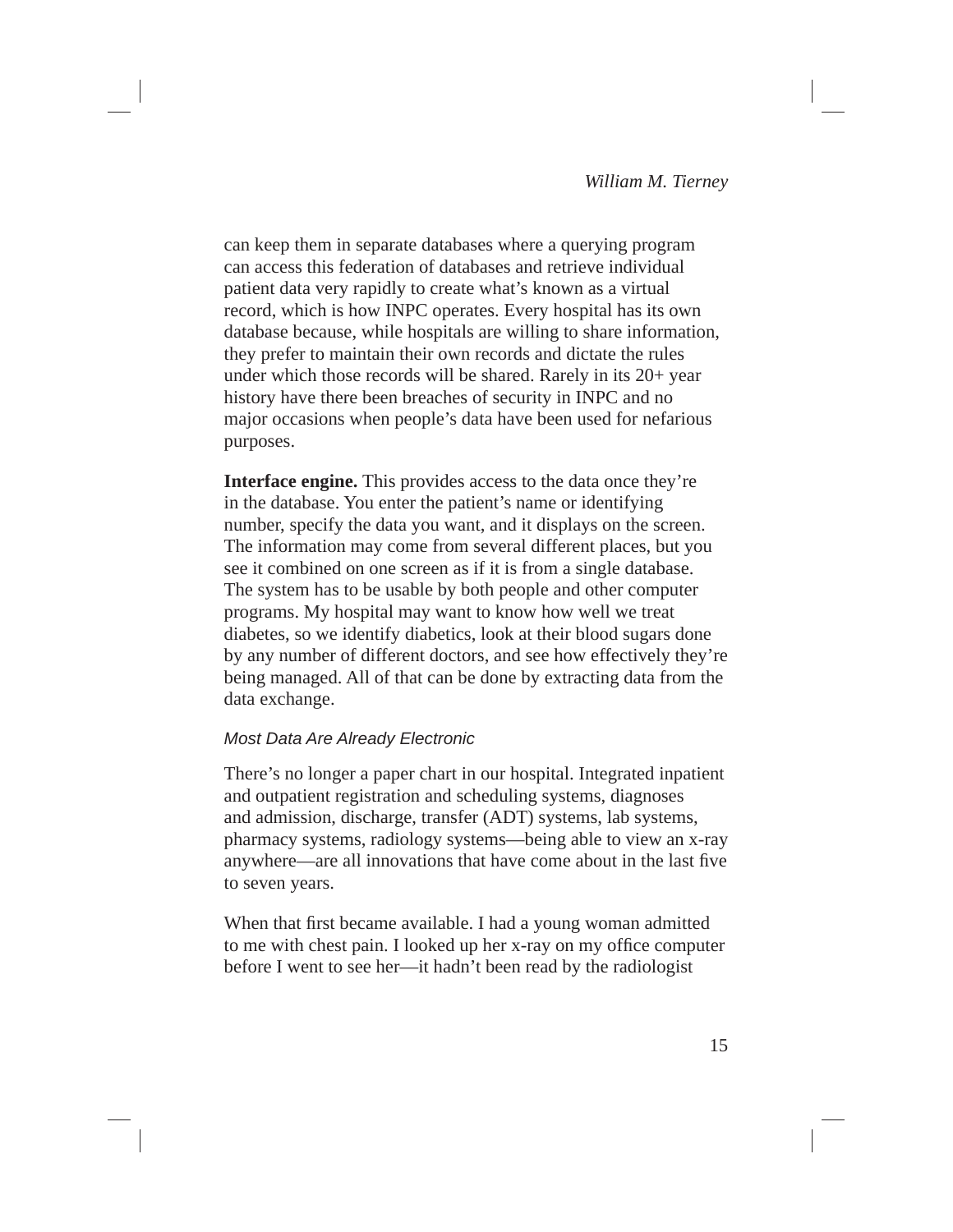can keep them in separate databases where a querying program can access this federation of databases and retrieve individual patient data very rapidly to create what's known as a virtual record, which is how INPC operates. Every hospital has its own database because, while hospitals are willing to share information, they prefer to maintain their own records and dictate the rules under which those records will be shared. Rarely in its 20+ year history have there been breaches of security in INPC and no major occasions when people's data have been used for nefarious purposes.

**Interface engine.** This provides access to the data once they're in the database. You enter the patient's name or identifying number, specify the data you want, and it displays on the screen. The information may come from several different places, but you see it combined on one screen as if it is from a single database. The system has to be usable by both people and other computer programs. My hospital may want to know how well we treat diabetes, so we identify diabetics, look at their blood sugars done by any number of different doctors, and see how effectively they're being managed. All of that can be done by extracting data from the data exchange.

### *Most Data Are Already Electronic*

There's no longer a paper chart in our hospital. Integrated inpatient and outpatient registration and scheduling systems, diagnoses and admission, discharge, transfer (ADT) systems, lab systems, pharmacy systems, radiology systems—being able to view an x-ray anywhere—are all innovations that have come about in the last five to seven years.

When that first became available. I had a young woman admitted to me with chest pain. I looked up her x-ray on my office computer before I went to see her—it hadn't been read by the radiologist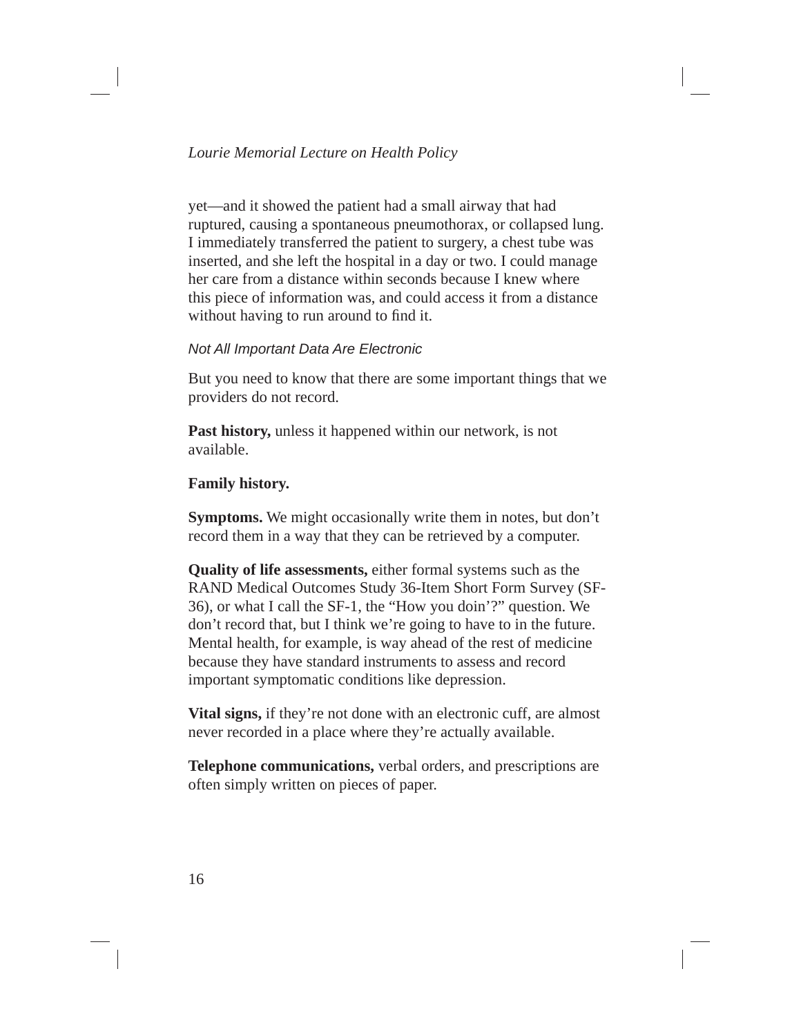yet—and it showed the patient had a small airway that had ruptured, causing a spontaneous pneumothorax, or collapsed lung. I immediately transferred the patient to surgery, a chest tube was inserted, and she left the hospital in a day or two. I could manage her care from a distance within seconds because I knew where this piece of information was, and could access it from a distance without having to run around to find it.

### *Not All Important Data Are Electronic*

But you need to know that there are some important things that we providers do not record.

**Past history,** unless it happened within our network, is not available.

**Family history.**

**Symptoms.** We might occasionally write them in notes, but don't record them in a way that they can be retrieved by a computer.

**Quality of life assessments,** either formal systems such as the RAND Medical Outcomes Study 36-Item Short Form Survey (SF-36), or what I call the SF-1, the "How you doin'?" question. We don't record that, but I think we're going to have to in the future. Mental health, for example, is way ahead of the rest of medicine because they have standard instruments to assess and record important symptomatic conditions like depression.

**Vital signs,** if they're not done with an electronic cuff, are almost never recorded in a place where they're actually available.

**Telephone communications,** verbal orders, and prescriptions are often simply written on pieces of paper.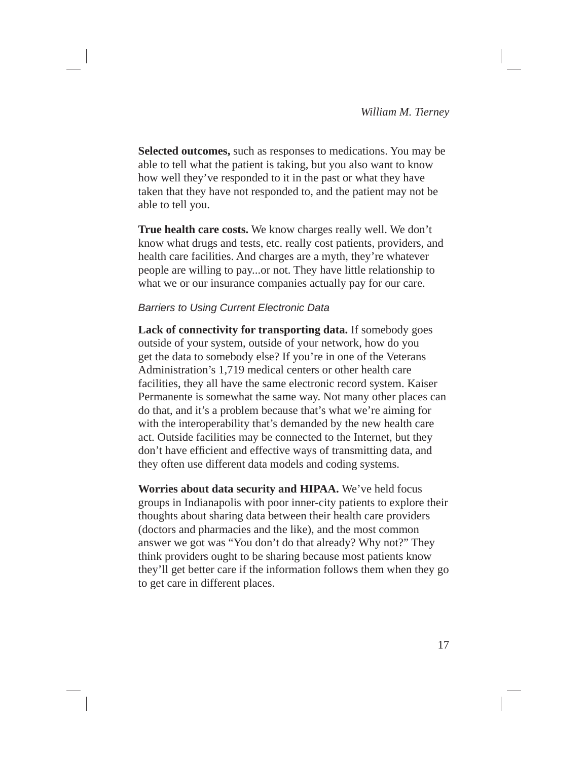**Selected outcomes,** such as responses to medications. You may be able to tell what the patient is taking, but you also want to know how well they've responded to it in the past or what they have taken that they have not responded to, and the patient may not be able to tell you.

**True health care costs.** We know charges really well. We don't know what drugs and tests, etc. really cost patients, providers, and health care facilities. And charges are a myth, they're whatever people are willing to pay...or not. They have little relationship to what we or our insurance companies actually pay for our care.

*Barriers to Using Current Electronic Data*

**Lack of connectivity for transporting data.** If somebody goes outside of your system, outside of your network, how do you get the data to somebody else? If you're in one of the Veterans Administration's 1,719 medical centers or other health care facilities, they all have the same electronic record system. Kaiser Permanente is somewhat the same way. Not many other places can do that, and it's a problem because that's what we're aiming for with the interoperability that's demanded by the new health care act. Outside facilities may be connected to the Internet, but they don't have efficient and effective ways of transmitting data, and they often use different data models and coding systems.

**Worries about data security and HIPAA.** We've held focus groups in Indianapolis with poor inner-city patients to explore their thoughts about sharing data between their health care providers (doctors and pharmacies and the like), and the most common answer we got was "You don't do that already? Why not?" They think providers ought to be sharing because most patients know they'll get better care if the information follows them when they go to get care in different places.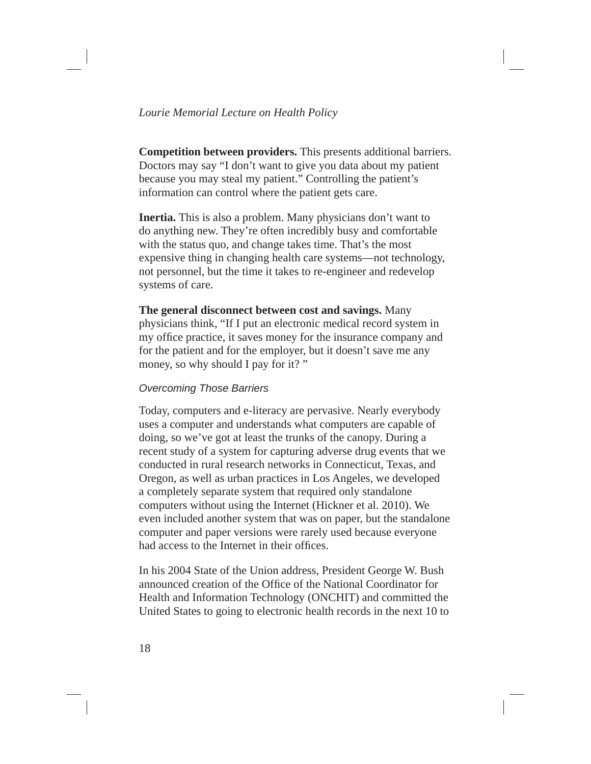**Competition between providers.** This presents additional barriers. Doctors may say "I don't want to give you data about my patient because you may steal my patient." Controlling the patient's information can control where the patient gets care.

**Inertia.** This is also a problem. Many physicians don't want to do anything new. They're often incredibly busy and comfortable with the status quo, and change takes time. That's the most expensive thing in changing health care systems—not technology, not personnel, but the time it takes to re-engineer and redevelop systems of care.

**The general disconnect between cost and savings.** Many physicians think, "If I put an electronic medical record system in my office practice, it saves money for the insurance company and for the patient and for the employer, but it doesn't save me any money, so why should I pay for it? "

### *Overcoming Those Barriers*

Today, computers and e-literacy are pervasive. Nearly everybody uses a computer and understands what computers are capable of doing, so we've got at least the trunks of the canopy. During a recent study of a system for capturing adverse drug events that we conducted in rural research networks in Connecticut, Texas, and Oregon, as well as urban practices in Los Angeles, we developed a completely separate system that required only standalone computers without using the Internet (Hickner et al. 2010). We even included another system that was on paper, but the standalone computer and paper versions were rarely used because everyone had access to the Internet in their offices.

In his 2004 State of the Union address, President George W. Bush announced creation of the Office of the National Coordinator for Health and Information Technology (ONCHIT) and committed the United States to going to electronic health records in the next 10 to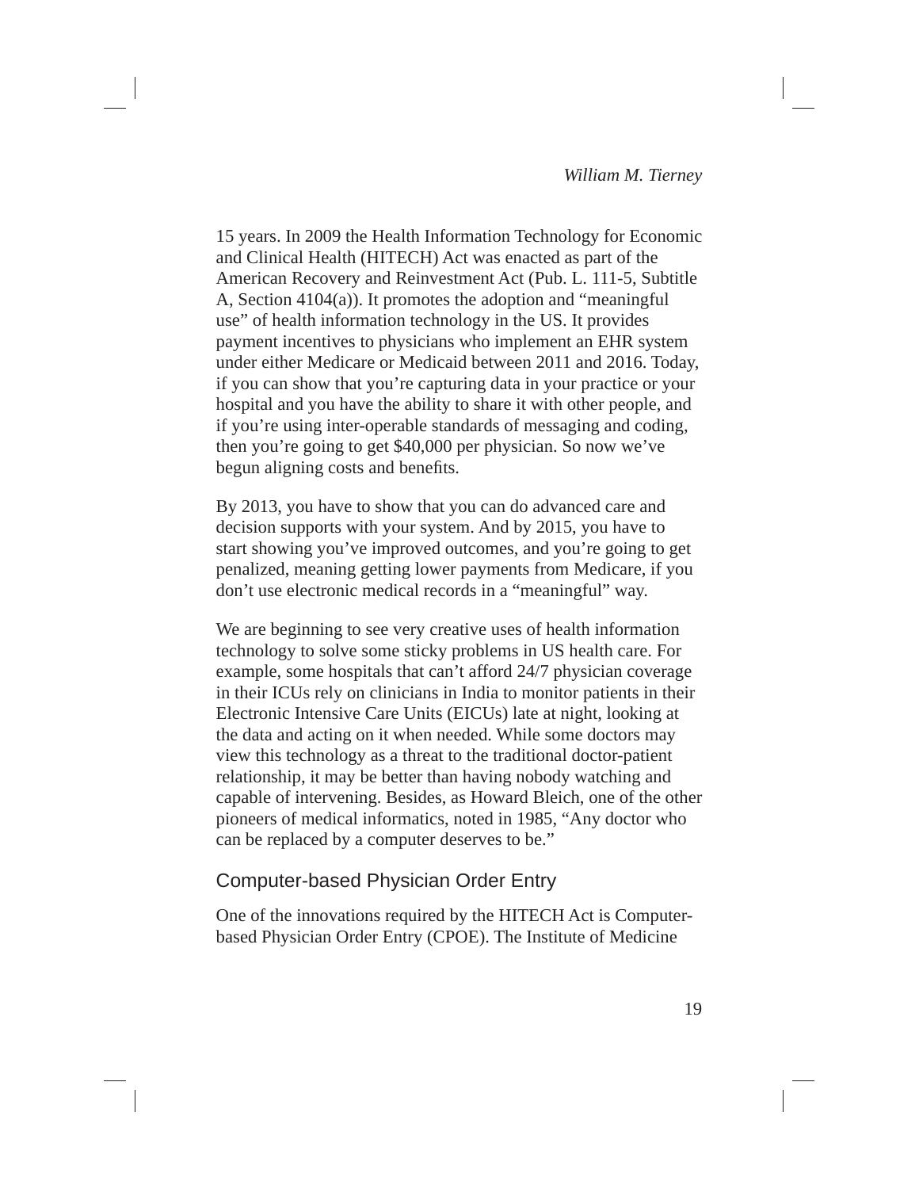15 years. In 2009 the Health Information Technology for Economic and Clinical Health (HITECH) Act was enacted as part of the American Recovery and Reinvestment Act (Pub. L. 111-5, Subtitle A, Section 4104(a)). It promotes the adoption and "meaningful use" of health information technology in the US. It provides payment incentives to physicians who implement an EHR system under either Medicare or Medicaid between 2011 and 2016. Today, if you can show that you're capturing data in your practice or your hospital and you have the ability to share it with other people, and if you're using inter-operable standards of messaging and coding, then you're going to get $40,000 per physician. So now we've begun aligning costs and benefits.

By 2013, you have to show that you can do advanced care and decision supports with your system. And by 2015, you have to start showing you've improved outcomes, and you're going to get penalized, meaning getting lower payments from Medicare, if you don't use electronic medical records in a "meaningful" way.

We are beginning to see very creative uses of health information technology to solve some sticky problems in US health care. For example, some hospitals that can't afford 24/7 physician coverage in their ICUs rely on clinicians in India to monitor patients in their Electronic Intensive Care Units (EICUs) late at night, looking at the data and acting on it when needed. While some doctors may view this technology as a threat to the traditional doctor-patient relationship, it may be better than having nobody watching and capable of intervening. Besides, as Howard Bleich, one of the other pioneers of medical informatics, noted in 1985, "Any doctor who can be replaced by a computer deserves to be."

## Computer-based Physician Order Entry

One of the innovations required by the HITECH Act is Computer-based Physician Order Entry (CPOE). The Institute of Medicine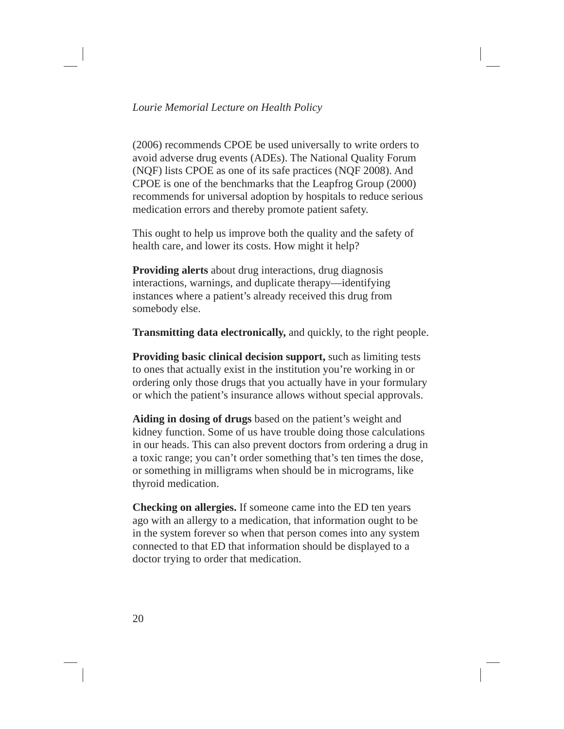(2006) recommends CPOE be used universally to write orders to avoid adverse drug events (ADEs). The National Quality Forum (NQF) lists CPOE as one of its safe practices (NQF 2008). And CPOE is one of the benchmarks that the Leapfrog Group (2000) recommends for universal adoption by hospitals to reduce serious medication errors and thereby promote patient safety.

This ought to help us improve both the quality and the safety of health care, and lower its costs. How might it help?

**Providing alerts** about drug interactions, drug diagnosis interactions, warnings, and duplicate therapy—identifying instances where a patient's already received this drug from somebody else.

**Transmitting data electronically,** and quickly, to the right people.

**Providing basic clinical decision support,** such as limiting tests to ones that actually exist in the institution you're working in or ordering only those drugs that you actually have in your formulary or which the patient's insurance allows without special approvals.

**Aiding in dosing of drugs** based on the patient's weight and kidney function. Some of us have trouble doing those calculations in our heads. This can also prevent doctors from ordering a drug in a toxic range; you can't order something that's ten times the dose, or something in milligrams when should be in micrograms, like thyroid medication.

**Checking on allergies.** If someone came into the ED ten years ago with an allergy to a medication, that information ought to be in the system forever so when that person comes into any system connected to that ED that information should be displayed to a doctor trying to order that medication.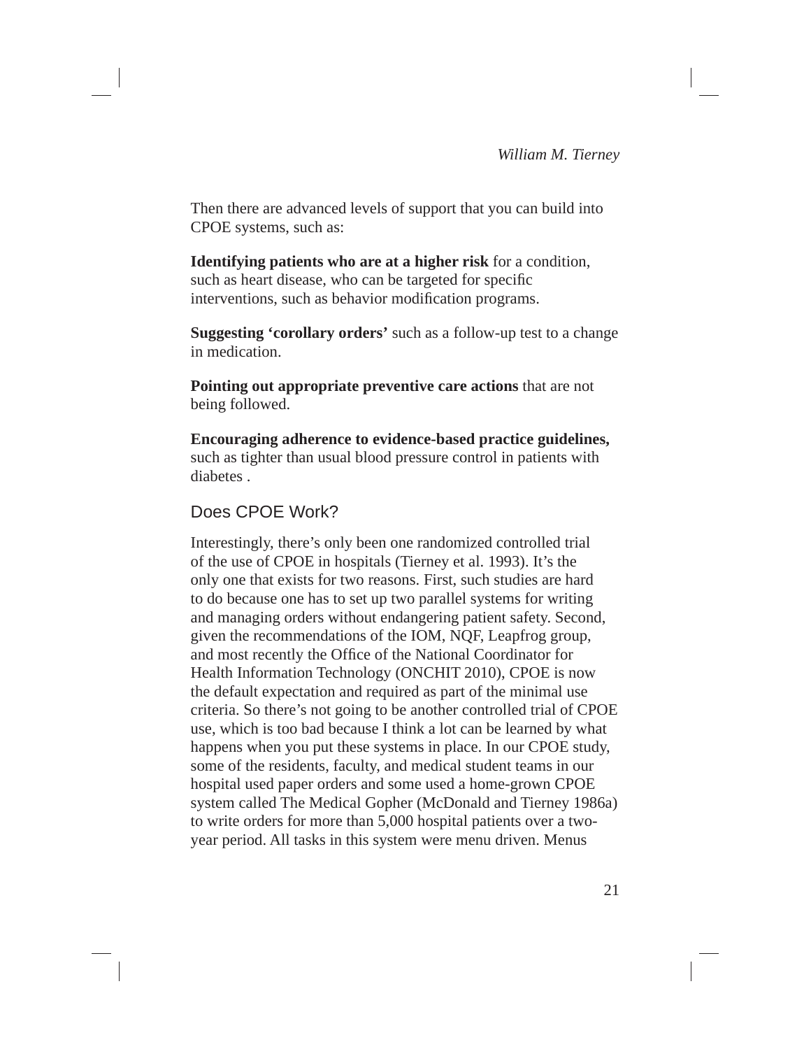Then there are advanced levels of support that you can build into CPOE systems, such as:

**Identifying patients who are at a higher risk** for a condition, such as heart disease, who can be targeted for specific interventions, such as behavior modification programs.

**Suggesting 'corollary orders'** such as a follow-up test to a change in medication.

**Pointing out appropriate preventive care actions** that are not being followed.

**Encouraging adherence to evidence-based practice guidelines,** such as tighter than usual blood pressure control in patients with diabetes .

## Does CPOE Work?

Interestingly, there's only been one randomized controlled trial of the use of CPOE in hospitals (Tierney et al. 1993). It's the only one that exists for two reasons. First, such studies are hard to do because one has to set up two parallel systems for writing and managing orders without endangering patient safety. Second, given the recommendations of the IOM, NQF, Leapfrog group, and most recently the Office of the National Coordinator for Health Information Technology (ONCHIT 2010), CPOE is now the default expectation and required as part of the minimal use criteria. So there's not going to be another controlled trial of CPOE use, which is too bad because I think a lot can be learned by what happens when you put these systems in place. In our CPOE study, some of the residents, faculty, and medical student teams in our hospital used paper orders and some used a home-grown CPOE system called The Medical Gopher (McDonald and Tierney 1986a) to write orders for more than 5,000 hospital patients over a two-year period. All tasks in this system were menu driven. Menus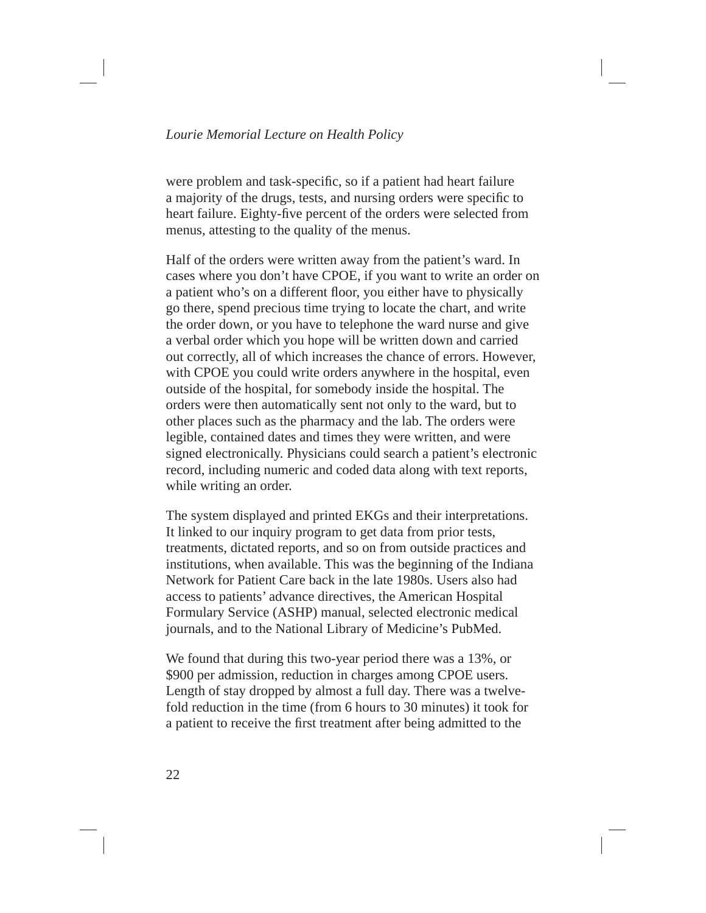were problem and task-specific, so if a patient had heart failure a majority of the drugs, tests, and nursing orders were specific to heart failure. Eighty-five percent of the orders were selected from menus, attesting to the quality of the menus.

Half of the orders were written away from the patient's ward. In cases where you don't have CPOE, if you want to write an order on a patient who's on a different floor, you either have to physically go there, spend precious time trying to locate the chart, and write the order down, or you have to telephone the ward nurse and give a verbal order which you hope will be written down and carried out correctly, all of which increases the chance of errors. However, with CPOE you could write orders anywhere in the hospital, even outside of the hospital, for somebody inside the hospital. The orders were then automatically sent not only to the ward, but to other places such as the pharmacy and the lab. The orders were legible, contained dates and times they were written, and were signed electronically. Physicians could search a patient's electronic record, including numeric and coded data along with text reports, while writing an order.

The system displayed and printed EKGs and their interpretations. It linked to our inquiry program to get data from prior tests, treatments, dictated reports, and so on from outside practices and institutions, when available. This was the beginning of the Indiana Network for Patient Care back in the late 1980s. Users also had access to patients' advance directives, the American Hospital Formulary Service (ASHP) manual, selected electronic medical journals, and to the National Library of Medicine's PubMed.

We found that during this two-year period there was a 13%, or $900 per admission, reduction in charges among CPOE users. Length of stay dropped by almost a full day. There was a twelve-fold reduction in the time (from 6 hours to 30 minutes) it took for a patient to receive the first treatment after being admitted to the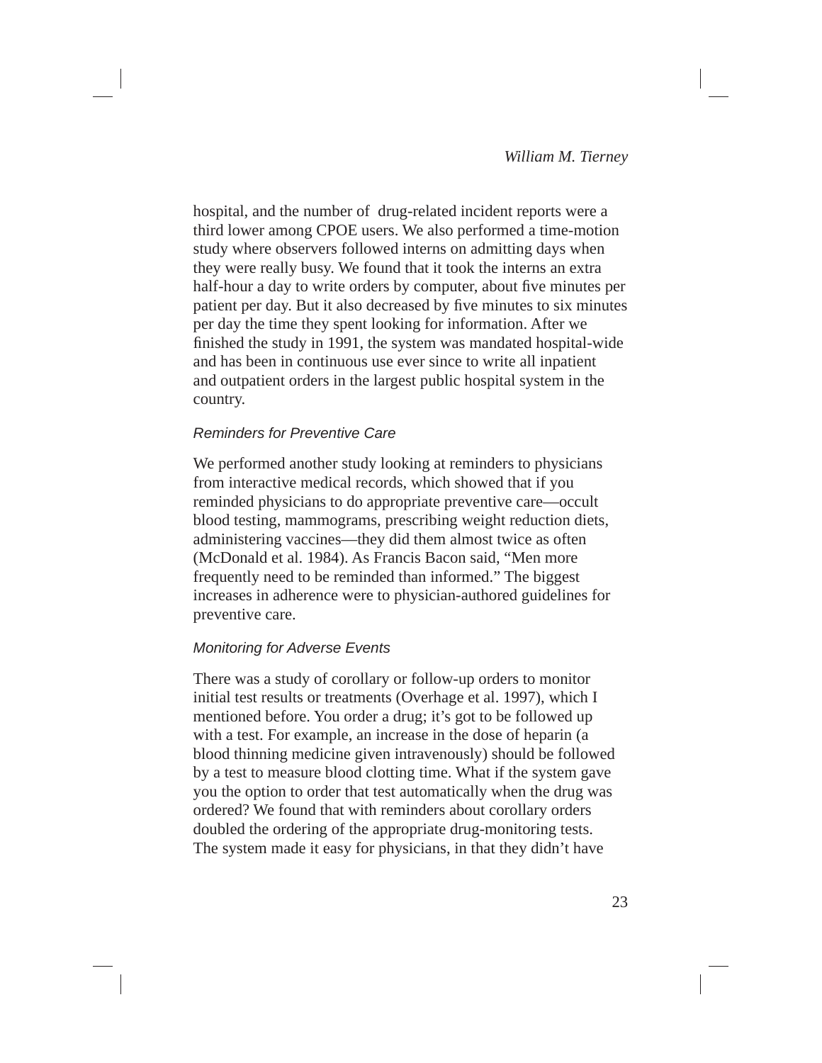hospital, and the number of drug-related incident reports were a third lower among CPOE users. We also performed a time-motion study where observers followed interns on admitting days when they were really busy. We found that it took the interns an extra half-hour a day to write orders by computer, about five minutes per patient per day. But it also decreased by five minutes to six minutes per day the time they spent looking for information. After we finished the study in 1991, the system was mandated hospital-wide and has been in continuous use ever since to write all inpatient and outpatient orders in the largest public hospital system in the country.

### *Reminders for Preventive Care*

We performed another study looking at reminders to physicians from interactive medical records, which showed that if you reminded physicians to do appropriate preventive care—occult blood testing, mammograms, prescribing weight reduction diets, administering vaccines—they did them almost twice as often (McDonald et al. 1984). As Francis Bacon said, "Men more frequently need to be reminded than informed." The biggest increases in adherence were to physician-authored guidelines for preventive care.

### *Monitoring for Adverse Events*

There was a study of corollary or follow-up orders to monitor initial test results or treatments (Overhage et al. 1997), which I mentioned before. You order a drug; it's got to be followed up with a test. For example, an increase in the dose of heparin (a blood thinning medicine given intravenously) should be followed by a test to measure blood clotting time. What if the system gave you the option to order that test automatically when the drug was ordered? We found that with reminders about corollary orders doubled the ordering of the appropriate drug-monitoring tests. The system made it easy for physicians, in that they didn't have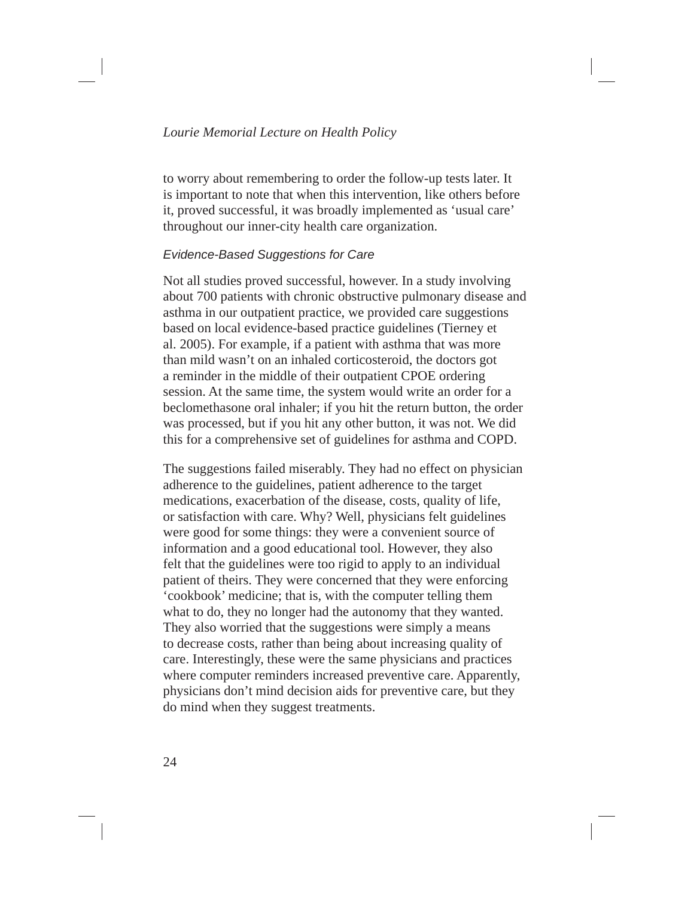to worry about remembering to order the follow-up tests later. It is important to note that when this intervention, like others before it, proved successful, it was broadly implemented as 'usual care' throughout our inner-city health care organization.

### *Evidence-Based Suggestions for Care*

Not all studies proved successful, however. In a study involving about 700 patients with chronic obstructive pulmonary disease and asthma in our outpatient practice, we provided care suggestions based on local evidence-based practice guidelines (Tierney et al. 2005). For example, if a patient with asthma that was more than mild wasn't on an inhaled corticosteroid, the doctors got a reminder in the middle of their outpatient CPOE ordering session. At the same time, the system would write an order for a beclomethasone oral inhaler; if you hit the return button, the order was processed, but if you hit any other button, it was not. We did this for a comprehensive set of guidelines for asthma and COPD.

The suggestions failed miserably. They had no effect on physician adherence to the guidelines, patient adherence to the target medications, exacerbation of the disease, costs, quality of life, or satisfaction with care. Why? Well, physicians felt guidelines were good for some things: they were a convenient source of information and a good educational tool. However, they also felt that the guidelines were too rigid to apply to an individual patient of theirs. They were concerned that they were enforcing 'cookbook' medicine; that is, with the computer telling them what to do, they no longer had the autonomy that they wanted. They also worried that the suggestions were simply a means to decrease costs, rather than being about increasing quality of care. Interestingly, these were the same physicians and practices where computer reminders increased preventive care. Apparently, physicians don't mind decision aids for preventive care, but they do mind when they suggest treatments.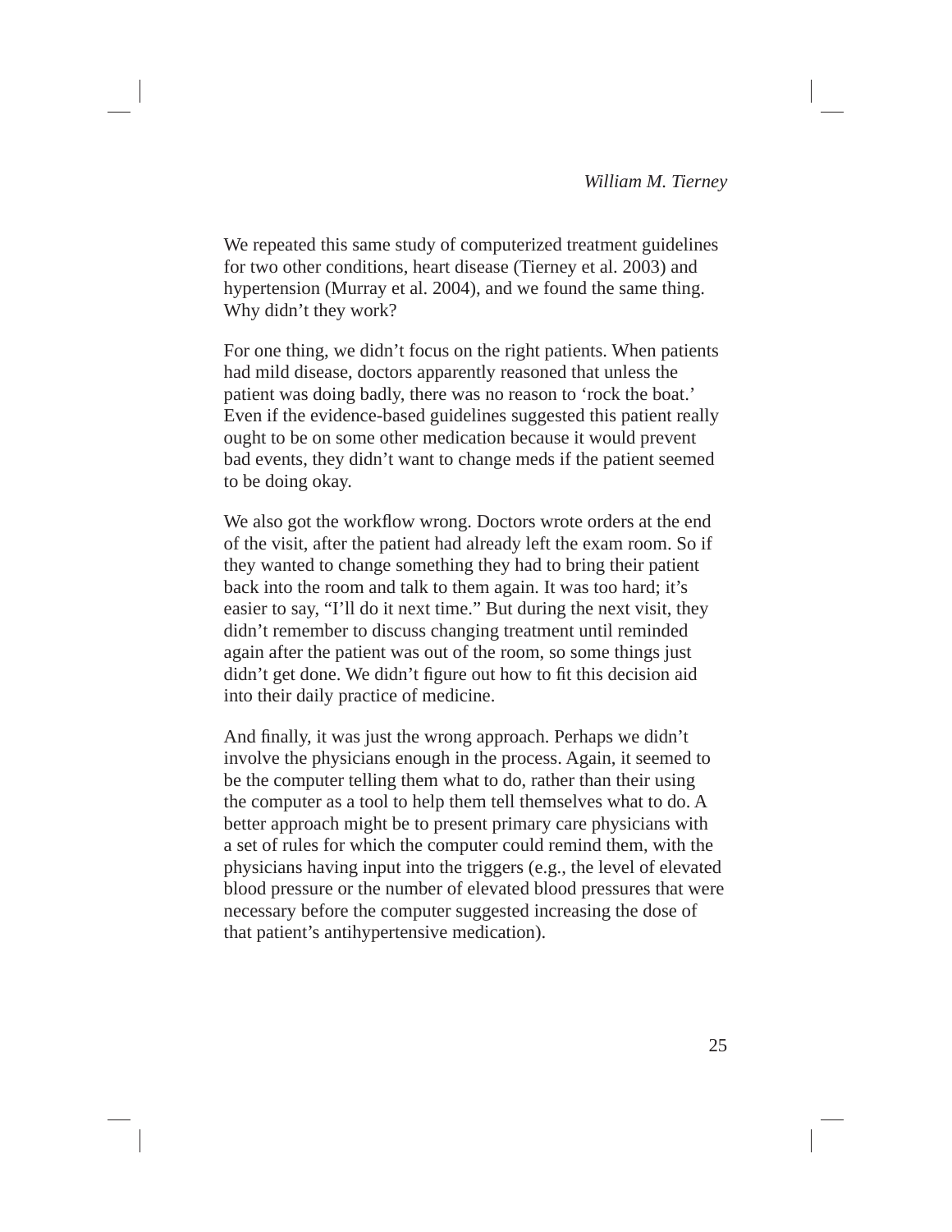We repeated this same study of computerized treatment guidelines for two other conditions, heart disease (Tierney et al. 2003) and hypertension (Murray et al. 2004), and we found the same thing. Why didn't they work?

For one thing, we didn't focus on the right patients. When patients had mild disease, doctors apparently reasoned that unless the patient was doing badly, there was no reason to 'rock the boat.' Even if the evidence-based guidelines suggested this patient really ought to be on some other medication because it would prevent bad events, they didn't want to change meds if the patient seemed to be doing okay.

We also got the workflow wrong. Doctors wrote orders at the end of the visit, after the patient had already left the exam room. So if they wanted to change something they had to bring their patient back into the room and talk to them again. It was too hard; it's easier to say, "I'll do it next time." But during the next visit, they didn't remember to discuss changing treatment until reminded again after the patient was out of the room, so some things just didn't get done. We didn't figure out how to fit this decision aid into their daily practice of medicine.

And finally, it was just the wrong approach. Perhaps we didn't involve the physicians enough in the process. Again, it seemed to be the computer telling them what to do, rather than their using the computer as a tool to help them tell themselves what to do. A better approach might be to present primary care physicians with a set of rules for which the computer could remind them, with the physicians having input into the triggers (e.g., the level of elevated blood pressure or the number of elevated blood pressures that were necessary before the computer suggested increasing the dose of that patient's antihypertensive medication).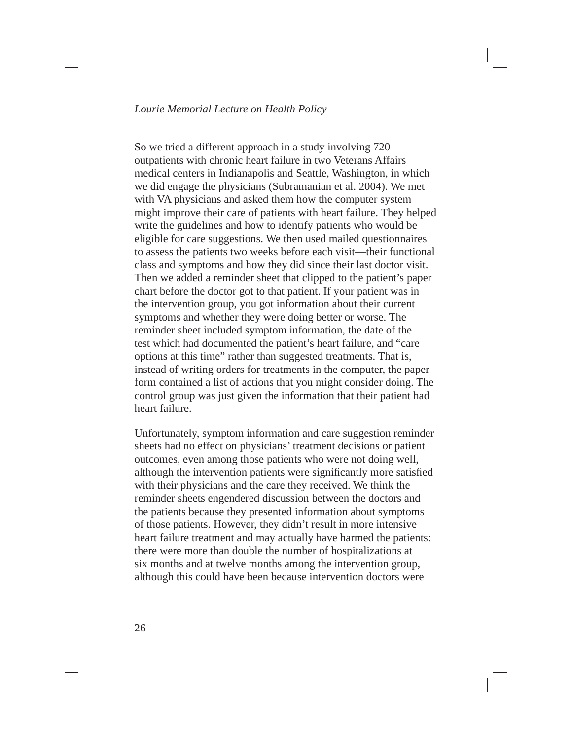So we tried a different approach in a study involving 720 outpatients with chronic heart failure in two Veterans Affairs medical centers in Indianapolis and Seattle, Washington, in which we did engage the physicians (Subramanian et al. 2004). We met with VA physicians and asked them how the computer system might improve their care of patients with heart failure. They helped write the guidelines and how to identify patients who would be eligible for care suggestions. We then used mailed questionnaires to assess the patients two weeks before each visit—their functional class and symptoms and how they did since their last doctor visit. Then we added a reminder sheet that clipped to the patient's paper chart before the doctor got to that patient. If your patient was in the intervention group, you got information about their current symptoms and whether they were doing better or worse. The reminder sheet included symptom information, the date of the test which had documented the patient's heart failure, and "care options at this time" rather than suggested treatments. That is, instead of writing orders for treatments in the computer, the paper form contained a list of actions that you might consider doing. The control group was just given the information that their patient had heart failure.

Unfortunately, symptom information and care suggestion reminder sheets had no effect on physicians' treatment decisions or patient outcomes, even among those patients who were not doing well, although the intervention patients were significantly more satisfied with their physicians and the care they received. We think the reminder sheets engendered discussion between the doctors and the patients because they presented information about symptoms of those patients. However, they didn't result in more intensive heart failure treatment and may actually have harmed the patients: there were more than double the number of hospitalizations at six months and at twelve months among the intervention group, although this could have been because intervention doctors were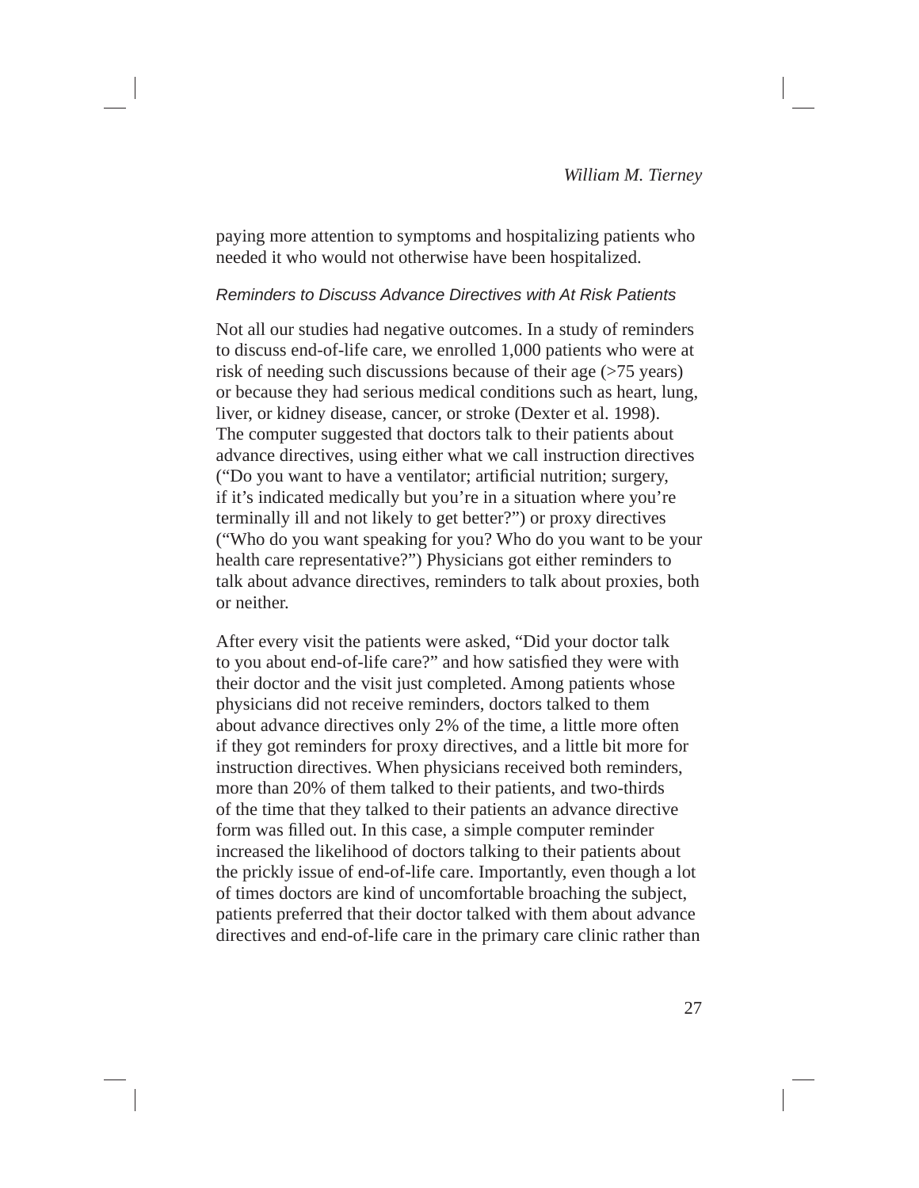paying more attention to symptoms and hospitalizing patients who needed it who would not otherwise have been hospitalized.

### *Reminders to Discuss Advance Directives with At Risk Patients*

Not all our studies had negative outcomes. In a study of reminders to discuss end-of-life care, we enrolled 1,000 patients who were at risk of needing such discussions because of their age (>75 years) or because they had serious medical conditions such as heart, lung, liver, or kidney disease, cancer, or stroke (Dexter et al. 1998). The computer suggested that doctors talk to their patients about advance directives, using either what we call instruction directives ("Do you want to have a ventilator; artificial nutrition; surgery, if it's indicated medically but you're in a situation where you're terminally ill and not likely to get better?") or proxy directives ("Who do you want speaking for you? Who do you want to be your health care representative?") Physicians got either reminders to talk about advance directives, reminders to talk about proxies, both or neither.

After every visit the patients were asked, "Did your doctor talk to you about end-of-life care?" and how satisfied they were with their doctor and the visit just completed. Among patients whose physicians did not receive reminders, doctors talked to them about advance directives only 2% of the time, a little more often if they got reminders for proxy directives, and a little bit more for instruction directives. When physicians received both reminders, more than 20% of them talked to their patients, and two-thirds of the time that they talked to their patients an advance directive form was filled out. In this case, a simple computer reminder increased the likelihood of doctors talking to their patients about the prickly issue of end-of-life care. Importantly, even though a lot of times doctors are kind of uncomfortable broaching the subject, patients preferred that their doctor talked with them about advance directives and end-of-life care in the primary care clinic rather than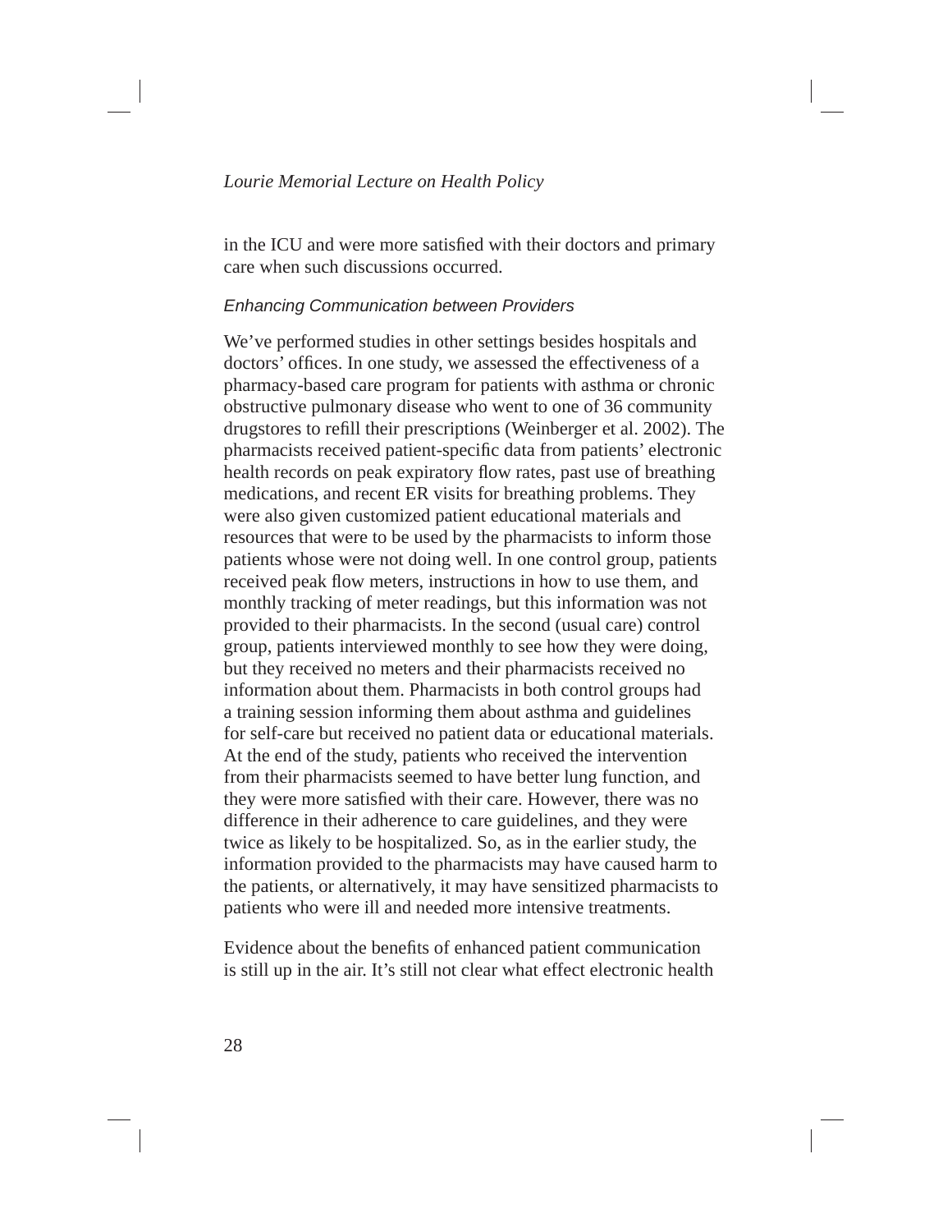in the ICU and were more satisfied with their doctors and primary care when such discussions occurred.

### *Enhancing Communication between Providers*

We've performed studies in other settings besides hospitals and doctors' offices. In one study, we assessed the effectiveness of a pharmacy-based care program for patients with asthma or chronic obstructive pulmonary disease who went to one of 36 community drugstores to refill their prescriptions (Weinberger et al. 2002). The pharmacists received patient-specific data from patients' electronic health records on peak expiratory flow rates, past use of breathing medications, and recent ER visits for breathing problems. They were also given customized patient educational materials and resources that were to be used by the pharmacists to inform those patients whose were not doing well. In one control group, patients received peak flow meters, instructions in how to use them, and monthly tracking of meter readings, but this information was not provided to their pharmacists. In the second (usual care) control group, patients interviewed monthly to see how they were doing, but they received no meters and their pharmacists received no information about them. Pharmacists in both control groups had a training session informing them about asthma and guidelines for self-care but received no patient data or educational materials. At the end of the study, patients who received the intervention from their pharmacists seemed to have better lung function, and they were more satisfied with their care. However, there was no difference in their adherence to care guidelines, and they were twice as likely to be hospitalized. So, as in the earlier study, the information provided to the pharmacists may have caused harm to the patients, or alternatively, it may have sensitized pharmacists to patients who were ill and needed more intensive treatments.

Evidence about the benefits of enhanced patient communication is still up in the air. It's still not clear what effect electronic health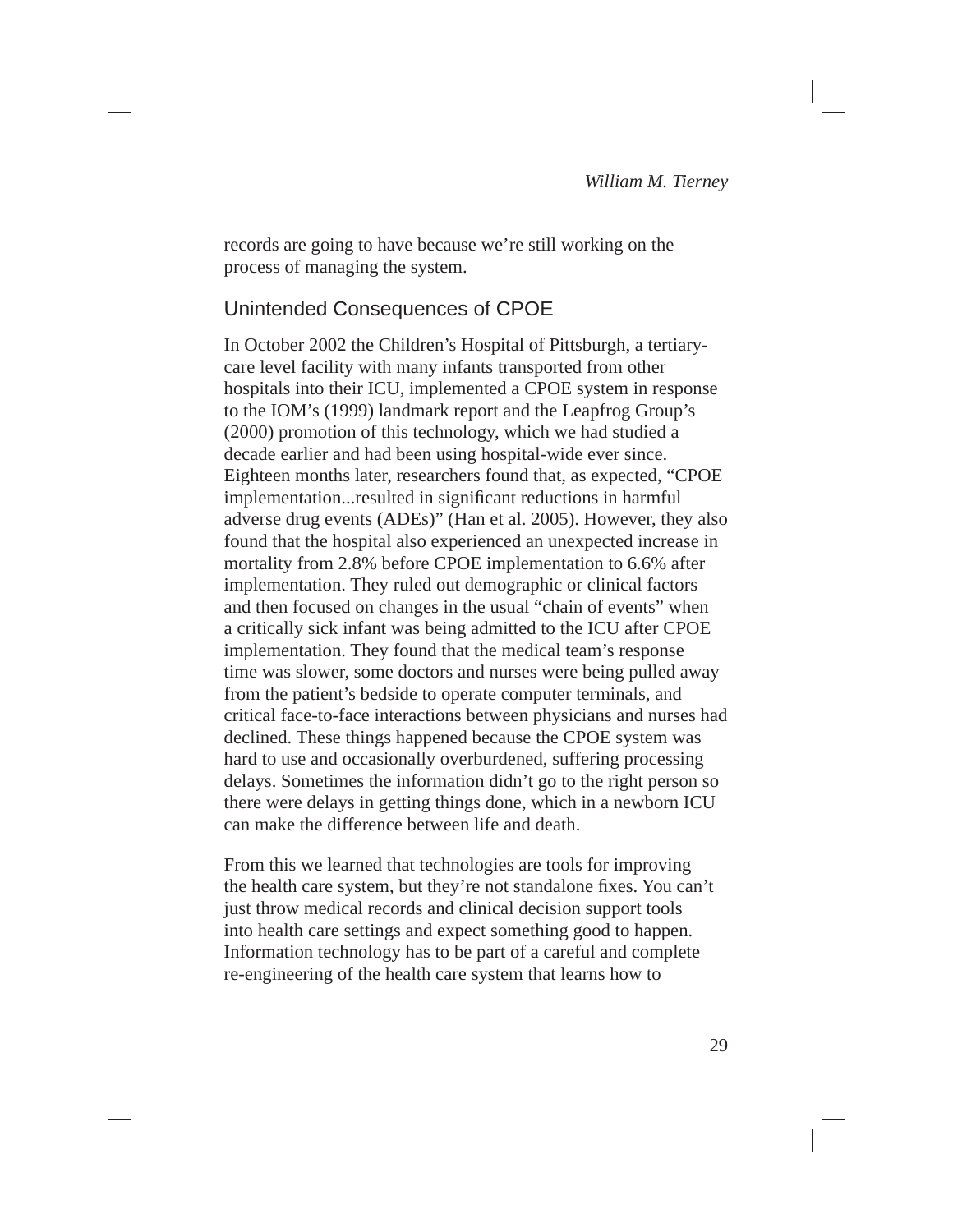records are going to have because we're still working on the process of managing the system.

## Unintended Consequences of CPOE

In October 2002 the Children's Hospital of Pittsburgh, a tertiary-care level facility with many infants transported from other hospitals into their ICU, implemented a CPOE system in response to the IOM's (1999) landmark report and the Leapfrog Group's (2000) promotion of this technology, which we had studied a decade earlier and had been using hospital-wide ever since. Eighteen months later, researchers found that, as expected, "CPOE implementation...resulted in significant reductions in harmful adverse drug events (ADEs)" (Han et al. 2005). However, they also found that the hospital also experienced an unexpected increase in mortality from 2.8% before CPOE implementation to 6.6% after implementation. They ruled out demographic or clinical factors and then focused on changes in the usual "chain of events" when a critically sick infant was being admitted to the ICU after CPOE implementation. They found that the medical team's response time was slower, some doctors and nurses were being pulled away from the patient's bedside to operate computer terminals, and critical face-to-face interactions between physicians and nurses had declined. These things happened because the CPOE system was hard to use and occasionally overburdened, suffering processing delays. Sometimes the information didn't go to the right person so there were delays in getting things done, which in a newborn ICU can make the difference between life and death.

From this we learned that technologies are tools for improving the health care system, but they're not standalone fixes. You can't just throw medical records and clinical decision support tools into health care settings and expect something good to happen. Information technology has to be part of a careful and complete re-engineering of the health care system that learns how to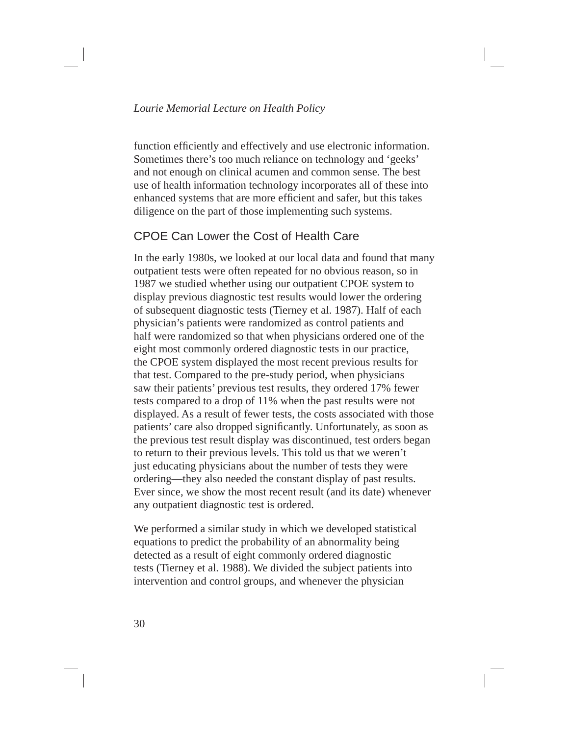function efficiently and effectively and use electronic information. Sometimes there's too much reliance on technology and 'geeks' and not enough on clinical acumen and common sense. The best use of health information technology incorporates all of these into enhanced systems that are more efficient and safer, but this takes diligence on the part of those implementing such systems.

## CPOE Can Lower the Cost of Health Care

In the early 1980s, we looked at our local data and found that many outpatient tests were often repeated for no obvious reason, so in 1987 we studied whether using our outpatient CPOE system to display previous diagnostic test results would lower the ordering of subsequent diagnostic tests (Tierney et al. 1987). Half of each physician's patients were randomized as control patients and half were randomized so that when physicians ordered one of the eight most commonly ordered diagnostic tests in our practice, the CPOE system displayed the most recent previous results for that test. Compared to the pre-study period, when physicians saw their patients' previous test results, they ordered 17% fewer tests compared to a drop of 11% when the past results were not displayed. As a result of fewer tests, the costs associated with those patients' care also dropped significantly. Unfortunately, as soon as the previous test result display was discontinued, test orders began to return to their previous levels. This told us that we weren't just educating physicians about the number of tests they were ordering—they also needed the constant display of past results. Ever since, we show the most recent result (and its date) whenever any outpatient diagnostic test is ordered.

We performed a similar study in which we developed statistical equations to predict the probability of an abnormality being detected as a result of eight commonly ordered diagnostic tests (Tierney et al. 1988). We divided the subject patients into intervention and control groups, and whenever the physician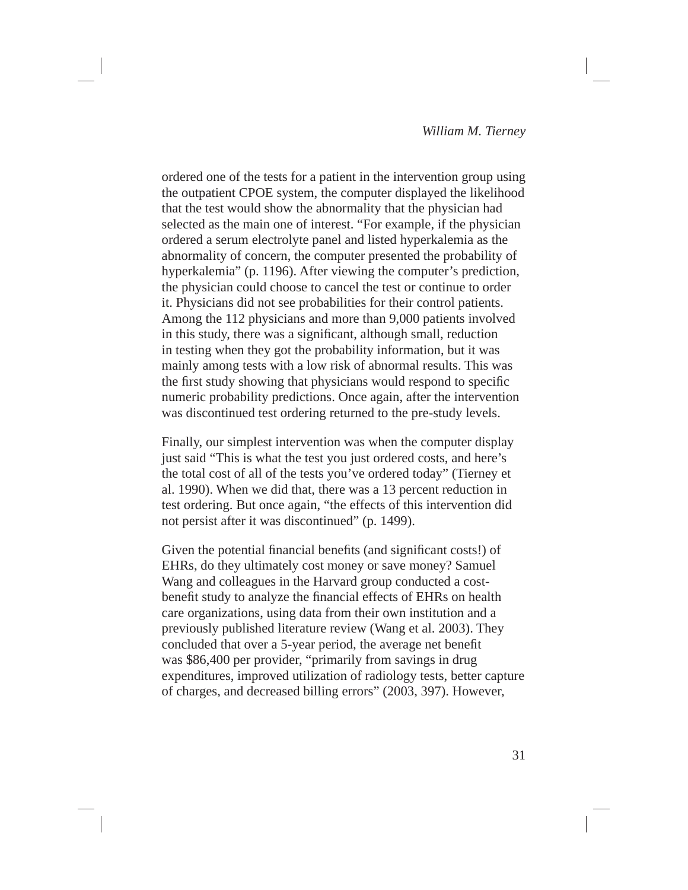ordered one of the tests for a patient in the intervention group using the outpatient CPOE system, the computer displayed the likelihood that the test would show the abnormality that the physician had selected as the main one of interest. "For example, if the physician ordered a serum electrolyte panel and listed hyperkalemia as the abnormality of concern, the computer presented the probability of hyperkalemia" (p. 1196). After viewing the computer's prediction, the physician could choose to cancel the test or continue to order it. Physicians did not see probabilities for their control patients. Among the 112 physicians and more than 9,000 patients involved in this study, there was a significant, although small, reduction in testing when they got the probability information, but it was mainly among tests with a low risk of abnormal results. This was the first study showing that physicians would respond to specific numeric probability predictions. Once again, after the intervention was discontinued test ordering returned to the pre-study levels.

Finally, our simplest intervention was when the computer display just said "This is what the test you just ordered costs, and here's the total cost of all of the tests you've ordered today" (Tierney et al. 1990). When we did that, there was a 13 percent reduction in test ordering. But once again, "the effects of this intervention did not persist after it was discontinued" (p. 1499).

Given the potential financial benefits (and significant costs!) of EHRs, do they ultimately cost money or save money? Samuel Wang and colleagues in the Harvard group conducted a cost-benefit study to analyze the financial effects of EHRs on health care organizations, using data from their own institution and a previously published literature review (Wang et al. 2003). They concluded that over a 5-year period, the average net benefit was $86,400 per provider, "primarily from savings in drug expenditures, improved utilization of radiology tests, better capture of charges, and decreased billing errors" (2003, 397). However,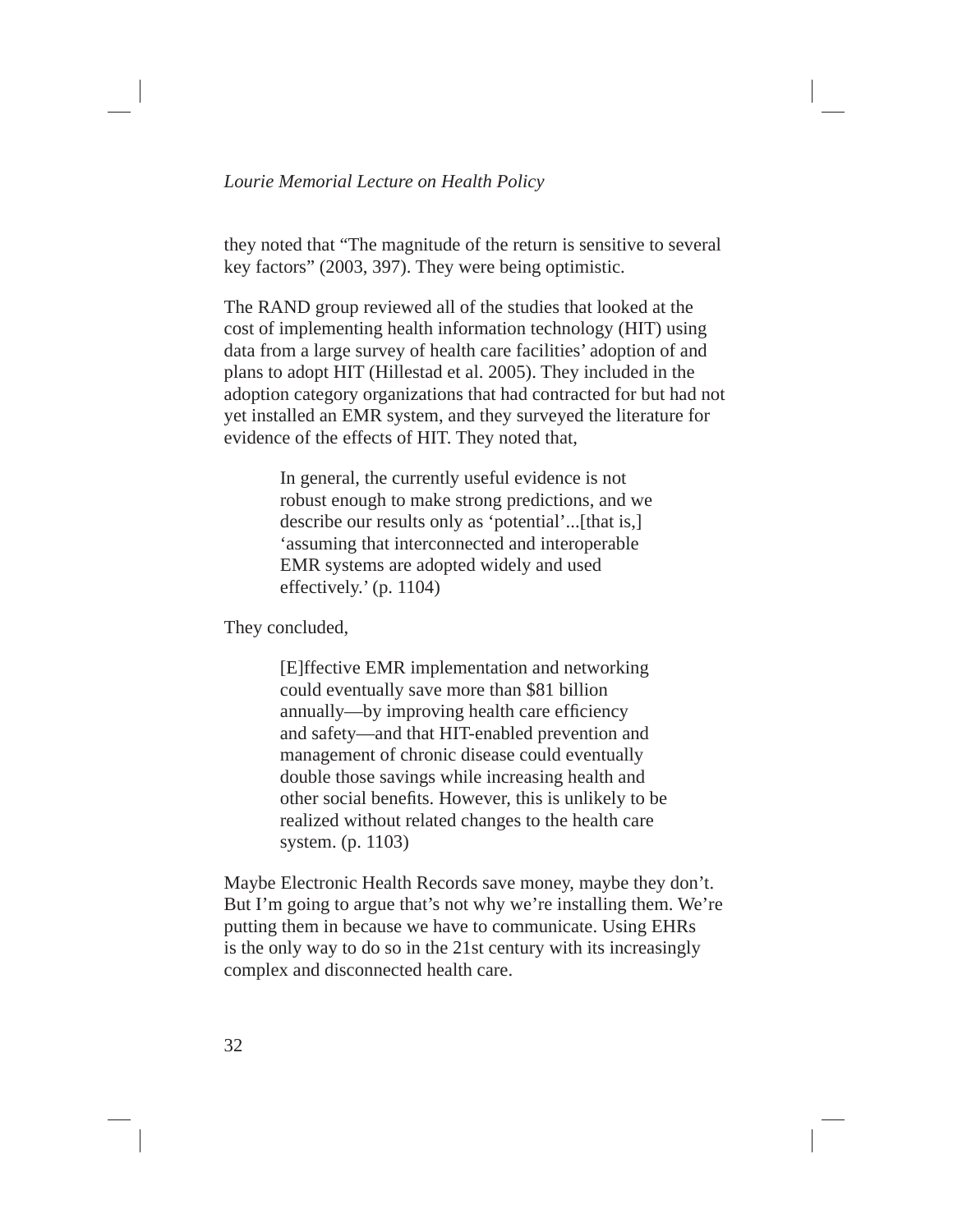they noted that "The magnitude of the return is sensitive to several key factors" (2003, 397). They were being optimistic.

The RAND group reviewed all of the studies that looked at the cost of implementing health information technology (HIT) using data from a large survey of health care facilities' adoption of and plans to adopt HIT (Hillestad et al. 2005). They included in the adoption category organizations that had contracted for but had not yet installed an EMR system, and they surveyed the literature for evidence of the effects of HIT. They noted that,

> In general, the currently useful evidence is not robust enough to make strong predictions, and we describe our results only as 'potential'...[that is,] 'assuming that interconnected and interoperable EMR systems are adopted widely and used effectively.' (p. 1104)

They concluded,

> [E]ffective EMR implementation and networking could eventually save more than $81 billion annually—by improving health care efficiency and safety—and that HIT-enabled prevention and management of chronic disease could eventually double those savings while increasing health and other social benefits. However, this is unlikely to be realized without related changes to the health care system. (p. 1103)

Maybe Electronic Health Records save money, maybe they don't. But I'm going to argue that's not why we're installing them. We're putting them in because we have to communicate. Using EHRs is the only way to do so in the 21st century with its increasingly complex and disconnected health care.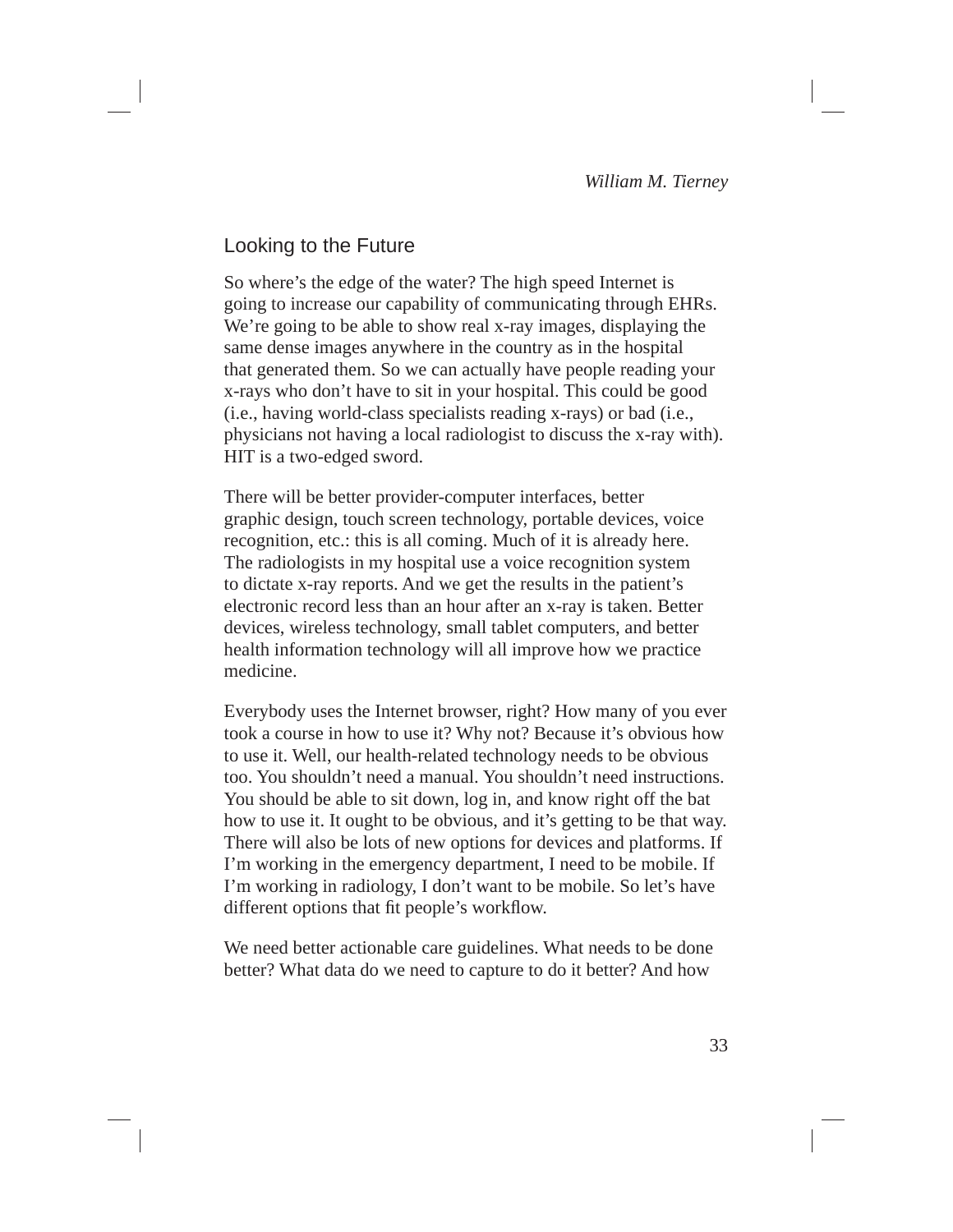## Looking to the Future

So where's the edge of the water? The high speed Internet is going to increase our capability of communicating through EHRs. We're going to be able to show real x-ray images, displaying the same dense images anywhere in the country as in the hospital that generated them. So we can actually have people reading your x-rays who don't have to sit in your hospital. This could be good (i.e., having world-class specialists reading x-rays) or bad (i.e., physicians not having a local radiologist to discuss the x-ray with). HIT is a two-edged sword.

There will be better provider-computer interfaces, better graphic design, touch screen technology, portable devices, voice recognition, etc.: this is all coming. Much of it is already here. The radiologists in my hospital use a voice recognition system to dictate x-ray reports. And we get the results in the patient's electronic record less than an hour after an x-ray is taken. Better devices, wireless technology, small tablet computers, and better health information technology will all improve how we practice medicine.

Everybody uses the Internet browser, right? How many of you ever took a course in how to use it? Why not? Because it's obvious how to use it. Well, our health-related technology needs to be obvious too. You shouldn't need a manual. You shouldn't need instructions. You should be able to sit down, log in, and know right off the bat how to use it. It ought to be obvious, and it's getting to be that way. There will also be lots of new options for devices and platforms. If I'm working in the emergency department, I need to be mobile. If I'm working in radiology, I don't want to be mobile. So let's have different options that fit people's workflow.

We need better actionable care guidelines. What needs to be done better? What data do we need to capture to do it better? And how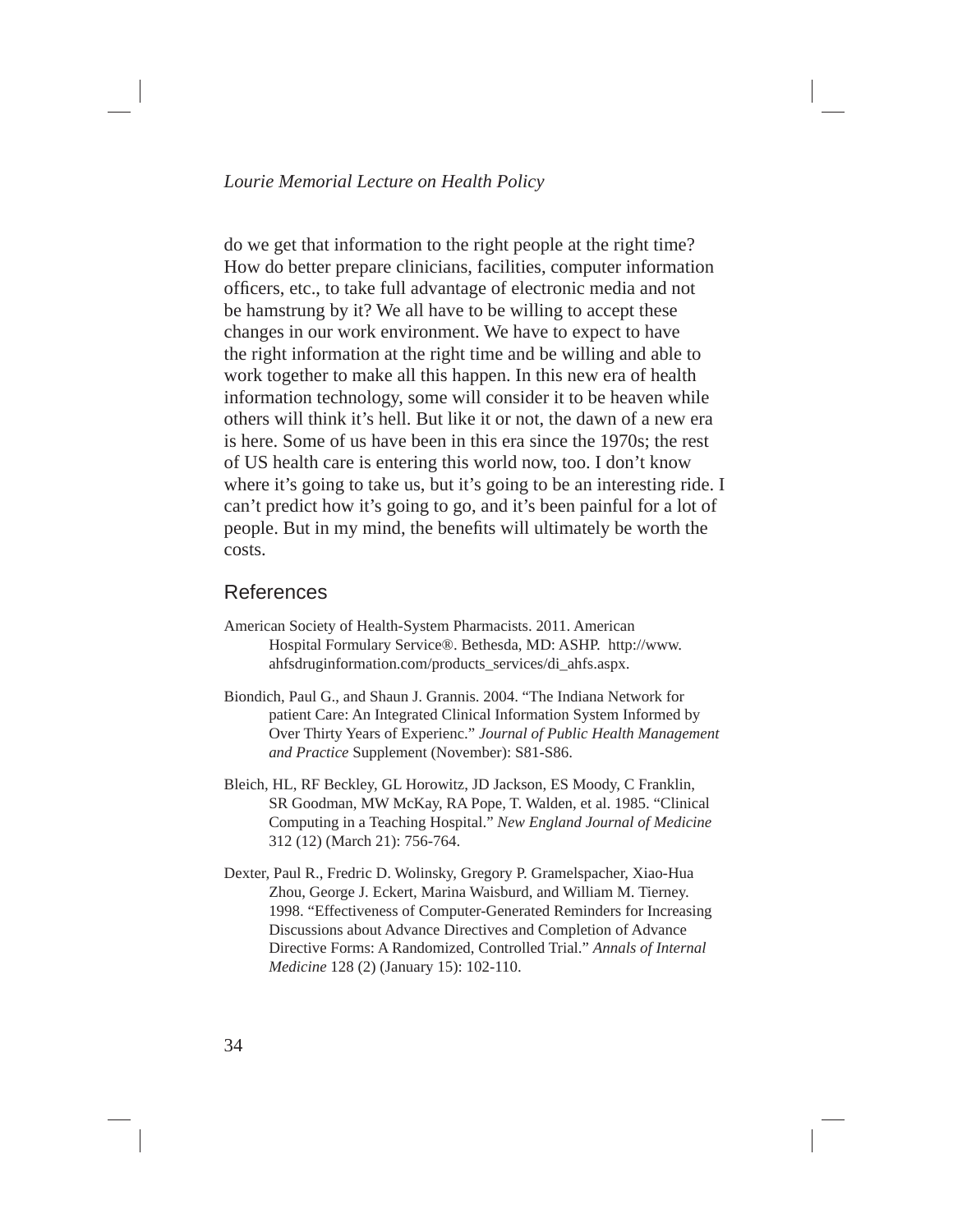do we get that information to the right people at the right time? How do better prepare clinicians, facilities, computer information officers, etc., to take full advantage of electronic media and not be hamstrung by it? We all have to be willing to accept these changes in our work environment. We have to expect to have the right information at the right time and be willing and able to work together to make all this happen. In this new era of health information technology, some will consider it to be heaven while others will think it's hell. But like it or not, the dawn of a new era is here. Some of us have been in this era since the 1970s; the rest of US health care is entering this world now, too. I don't know where it's going to take us, but it's going to be an interesting ride. I can't predict how it's going to go, and it's been painful for a lot of people. But in my mind, the benefits will ultimately be worth the costs.

## References

American Society of Health-System Pharmacists. 2011. American Hospital Formulary Service®. Bethesda, MD: ASHP. http://www.ahfsdruginformation.com/products_services/di_ahfs.aspx.

Biondich, Paul G., and Shaun J. Grannis. 2004. "The Indiana Network for patient Care: An Integrated Clinical Information System Informed by Over Thirty Years of Experienc." *Journal of Public Health Management and Practice* Supplement (November): S81-S86.

Bleich, HL, RF Beckley, GL Horowitz, JD Jackson, ES Moody, C Franklin, SR Goodman, MW McKay, RA Pope, T. Walden, et al. 1985. "Clinical Computing in a Teaching Hospital." *New England Journal of Medicine* 312 (12) (March 21): 756-764.

Dexter, Paul R., Fredric D. Wolinsky, Gregory P. Gramelspacher, Xiao-Hua Zhou, George J. Eckert, Marina Waisburd, and William M. Tierney. 1998. "Effectiveness of Computer-Generated Reminders for Increasing Discussions about Advance Directives and Completion of Advance Directive Forms: A Randomized, Controlled Trial." *Annals of Internal Medicine* 128 (2) (January 15): 102-110.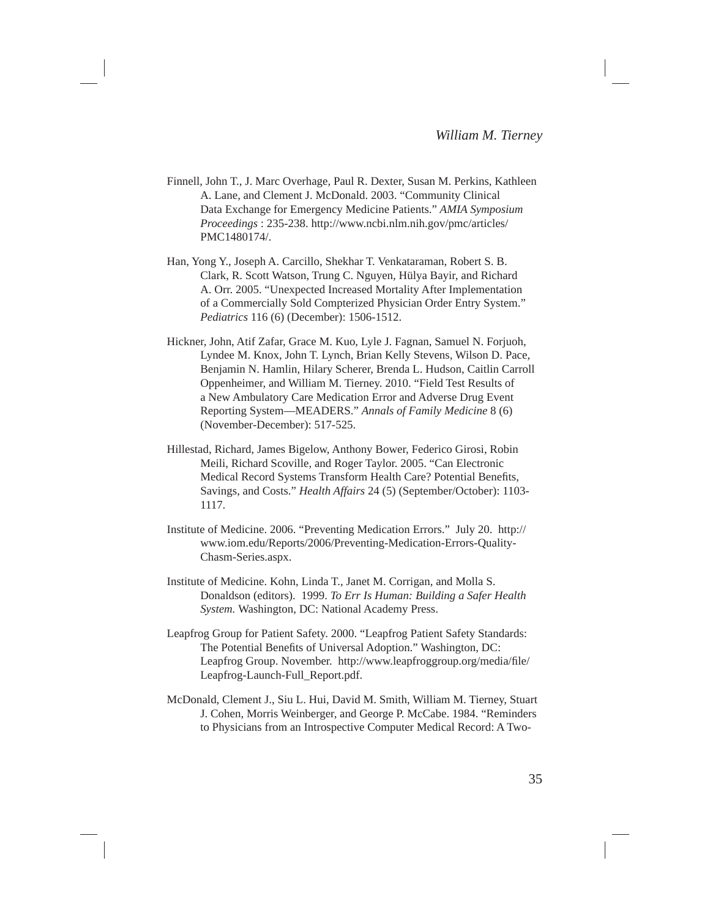Finnell, John T., J. Marc Overhage, Paul R. Dexter, Susan M. Perkins, Kathleen A. Lane, and Clement J. McDonald. 2003. “Community Clinical Data Exchange for Emergency Medicine Patients.” *AMIA Symposium Proceedings* : 235-238. http://www.ncbi.nlm.nih.gov/pmc/articles/PMC1480174/.

Han, Yong Y., Joseph A. Carcillo, Shekhar T. Venkataraman, Robert S. B. Clark, R. Scott Watson, Trung C. Nguyen, Hülya Bayir, and Richard A. Orr. 2005. “Unexpected Increased Mortality After Implementation of a Commercially Sold Compterized Physician Order Entry System.” *Pediatrics* 116 (6) (December): 1506-1512.

Hickner, John, Atif Zafar, Grace M. Kuo, Lyle J. Fagnan, Samuel N. Forjuoh, Lyndee M. Knox, John T. Lynch, Brian Kelly Stevens, Wilson D. Pace, Benjamin N. Hamlin, Hilary Scherer, Brenda L. Hudson, Caitlin Carroll Oppenheimer, and William M. Tierney. 2010. “Field Test Results of a New Ambulatory Care Medication Error and Adverse Drug Event Reporting System—MEADERS.” *Annals of Family Medicine* 8 (6) (November-December): 517-525.

Hillestad, Richard, James Bigelow, Anthony Bower, Federico Girosi, Robin Meili, Richard Scoville, and Roger Taylor. 2005. “Can Electronic Medical Record Systems Transform Health Care? Potential Benefits, Savings, and Costs.” *Health Affairs* 24 (5) (September/October): 1103-1117.

Institute of Medicine. 2006. “Preventing Medication Errors.” July 20. http://www.iom.edu/Reports/2006/Preventing-Medication-Errors-Quality-Chasm-Series.aspx.

Institute of Medicine. Kohn, Linda T., Janet M. Corrigan, and Molla S. Donaldson (editors). 1999. *To Err Is Human: Building a Safer Health System.* Washington, DC: National Academy Press.

Leapfrog Group for Patient Safety. 2000. “Leapfrog Patient Safety Standards: The Potential Benefits of Universal Adoption.” Washington, DC: Leapfrog Group. November. http://www.leapfroggroup.org/media/file/Leapfrog-Launch-Full_Report.pdf.

McDonald, Clement J., Siu L. Hui, David M. Smith, William M. Tierney, Stuart J. Cohen, Morris Weinberger, and George P. McCabe. 1984. “Reminders to Physicians from an Introspective Computer Medical Record: A Two-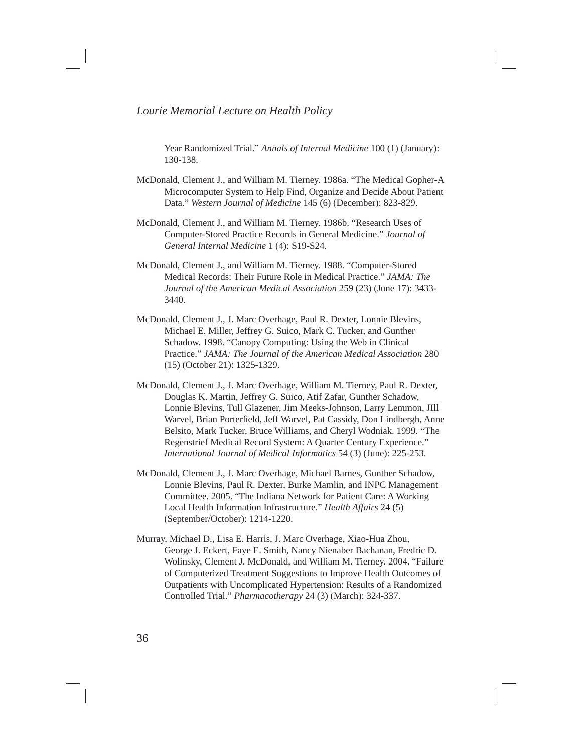Year Randomized Trial." *Annals of Internal Medicine* 100 (1) (January): 130-138.

McDonald, Clement J., and William M. Tierney. 1986a. "The Medical Gopher-A Microcomputer System to Help Find, Organize and Decide About Patient Data." *Western Journal of Medicine* 145 (6) (December): 823-829.

McDonald, Clement J., and William M. Tierney. 1986b. "Research Uses of Computer-Stored Practice Records in General Medicine." *Journal of General Internal Medicine* 1 (4): S19-S24.

McDonald, Clement J., and William M. Tierney. 1988. "Computer-Stored Medical Records: Their Future Role in Medical Practice." *JAMA: The Journal of the American Medical Association* 259 (23) (June 17): 3433-3440.

McDonald, Clement J., J. Marc Overhage, Paul R. Dexter, Lonnie Blevins, Michael E. Miller, Jeffrey G. Suico, Mark C. Tucker, and Gunther Schadow. 1998. "Canopy Computing: Using the Web in Clinical Practice." *JAMA: The Journal of the American Medical Association* 280 (15) (October 21): 1325-1329.

McDonald, Clement J., J. Marc Overhage, William M. Tierney, Paul R. Dexter, Douglas K. Martin, Jeffrey G. Suico, Atif Zafar, Gunther Schadow, Lonnie Blevins, Tull Glazener, Jim Meeks-Johnson, Larry Lemmon, JIll Warvel, Brian Porterfield, Jeff Warvel, Pat Cassidy, Don Lindbergh, Anne Belsito, Mark Tucker, Bruce Williams, and Cheryl Wodniak. 1999. "The Regenstrief Medical Record System: A Quarter Century Experience." *International Journal of Medical Informatics* 54 (3) (June): 225-253.

McDonald, Clement J., J. Marc Overhage, Michael Barnes, Gunther Schadow, Lonnie Blevins, Paul R. Dexter, Burke Mamlin, and INPC Management Committee. 2005. "The Indiana Network for Patient Care: A Working Local Health Information Infrastructure." *Health Affairs* 24 (5) (September/October): 1214-1220.

Murray, Michael D., Lisa E. Harris, J. Marc Overhage, Xiao-Hua Zhou, George J. Eckert, Faye E. Smith, Nancy Nienaber Bachanan, Fredric D. Wolinsky, Clement J. McDonald, and William M. Tierney. 2004. "Failure of Computerized Treatment Suggestions to Improve Health Outcomes of Outpatients with Uncomplicated Hypertension: Results of a Randomized Controlled Trial." *Pharmacotherapy* 24 (3) (March): 324-337.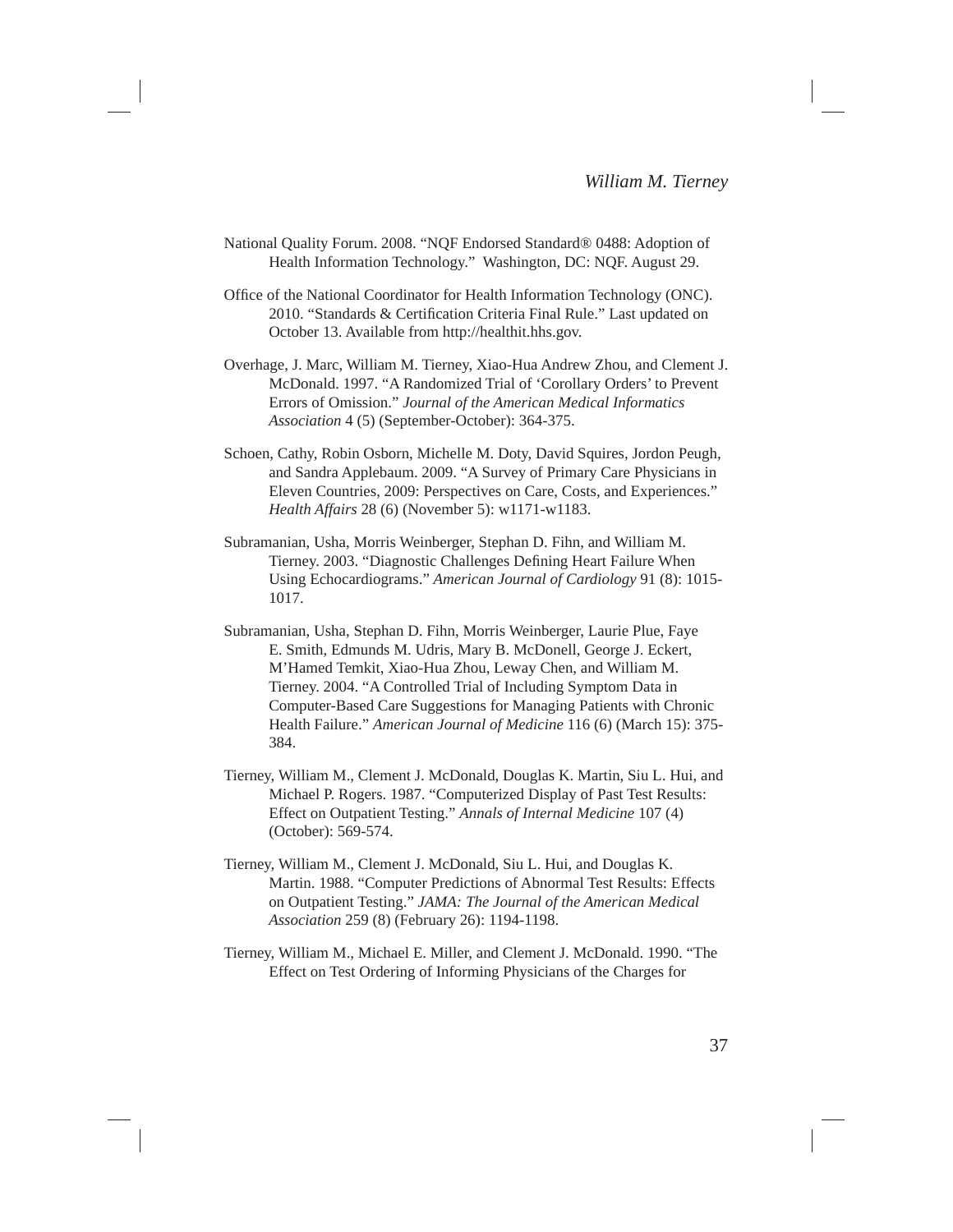National Quality Forum. 2008. “NQF Endorsed Standard® 0488: Adoption of Health Information Technology.” Washington, DC: NQF. August 29.

Office of the National Coordinator for Health Information Technology (ONC). 2010. “Standards & Certification Criteria Final Rule.” Last updated on October 13. Available from http://healthit.hhs.gov.

Overhage, J. Marc, William M. Tierney, Xiao-Hua Andrew Zhou, and Clement J. McDonald. 1997. “A Randomized Trial of ‘Corollary Orders’ to Prevent Errors of Omission.” *Journal of the American Medical Informatics Association* 4 (5) (September-October): 364-375.

Schoen, Cathy, Robin Osborn, Michelle M. Doty, David Squires, Jordon Peugh, and Sandra Applebaum. 2009. “A Survey of Primary Care Physicians in Eleven Countries, 2009: Perspectives on Care, Costs, and Experiences.” *Health Affairs* 28 (6) (November 5): w1171-w1183.

Subramanian, Usha, Morris Weinberger, Stephan D. Fihn, and William M. Tierney. 2003. “Diagnostic Challenges Defining Heart Failure When Using Echocardiograms.” *American Journal of Cardiology* 91 (8): 1015-1017.

Subramanian, Usha, Stephan D. Fihn, Morris Weinberger, Laurie Plue, Faye E. Smith, Edmunds M. Udris, Mary B. McDonell, George J. Eckert, M’Hamed Temkit, Xiao-Hua Zhou, Leway Chen, and William M. Tierney. 2004. “A Controlled Trial of Including Symptom Data in Computer-Based Care Suggestions for Managing Patients with Chronic Health Failure.” *American Journal of Medicine* 116 (6) (March 15): 375-384.

Tierney, William M., Clement J. McDonald, Douglas K. Martin, Siu L. Hui, and Michael P. Rogers. 1987. “Computerized Display of Past Test Results: Effect on Outpatient Testing.” *Annals of Internal Medicine* 107 (4) (October): 569-574.

Tierney, William M., Clement J. McDonald, Siu L. Hui, and Douglas K. Martin. 1988. “Computer Predictions of Abnormal Test Results: Effects on Outpatient Testing.” *JAMA: The Journal of the American Medical Association* 259 (8) (February 26): 1194-1198.

Tierney, William M., Michael E. Miller, and Clement J. McDonald. 1990. “The Effect on Test Ordering of Informing Physicians of the Charges for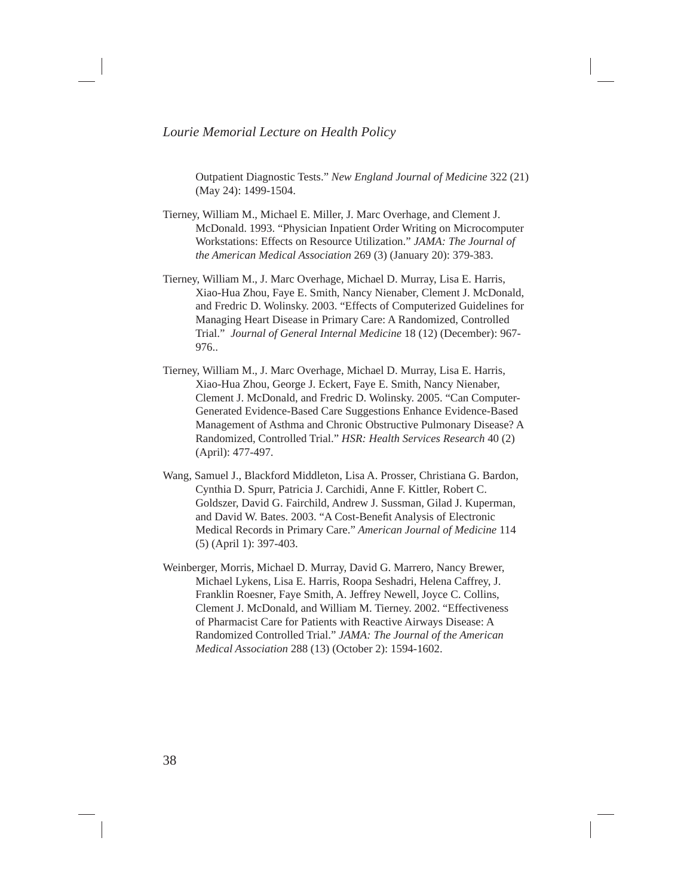Outpatient Diagnostic Tests." *New England Journal of Medicine* 322 (21) (May 24): 1499-1504.

Tierney, William M., Michael E. Miller, J. Marc Overhage, and Clement J. McDonald. 1993. "Physician Inpatient Order Writing on Microcomputer Workstations: Effects on Resource Utilization." *JAMA: The Journal of the American Medical Association* 269 (3) (January 20): 379-383.

Tierney, William M., J. Marc Overhage, Michael D. Murray, Lisa E. Harris, Xiao-Hua Zhou, Faye E. Smith, Nancy Nienaber, Clement J. McDonald, and Fredric D. Wolinsky. 2003. "Effects of Computerized Guidelines for Managing Heart Disease in Primary Care: A Randomized, Controlled Trial." *Journal of General Internal Medicine* 18 (12) (December): 967-976..

Tierney, William M., J. Marc Overhage, Michael D. Murray, Lisa E. Harris, Xiao-Hua Zhou, George J. Eckert, Faye E. Smith, Nancy Nienaber, Clement J. McDonald, and Fredric D. Wolinsky. 2005. "Can Computer-Generated Evidence-Based Care Suggestions Enhance Evidence-Based Management of Asthma and Chronic Obstructive Pulmonary Disease? A Randomized, Controlled Trial." *HSR: Health Services Research* 40 (2) (April): 477-497.

Wang, Samuel J., Blackford Middleton, Lisa A. Prosser, Christiana G. Bardon, Cynthia D. Spurr, Patricia J. Carchidi, Anne F. Kittler, Robert C. Goldszer, David G. Fairchild, Andrew J. Sussman, Gilad J. Kuperman, and David W. Bates. 2003. "A Cost-Benefit Analysis of Electronic Medical Records in Primary Care." *American Journal of Medicine* 114 (5) (April 1): 397-403.

Weinberger, Morris, Michael D. Murray, David G. Marrero, Nancy Brewer, Michael Lykens, Lisa E. Harris, Roopa Seshadri, Helena Caffrey, J. Franklin Roesner, Faye Smith, A. Jeffrey Newell, Joyce C. Collins, Clement J. McDonald, and William M. Tierney. 2002. "Effectiveness of Pharmacist Care for Patients with Reactive Airways Disease: A Randomized Controlled Trial." *JAMA: The Journal of the American Medical Association* 288 (13) (October 2): 1594-1602.